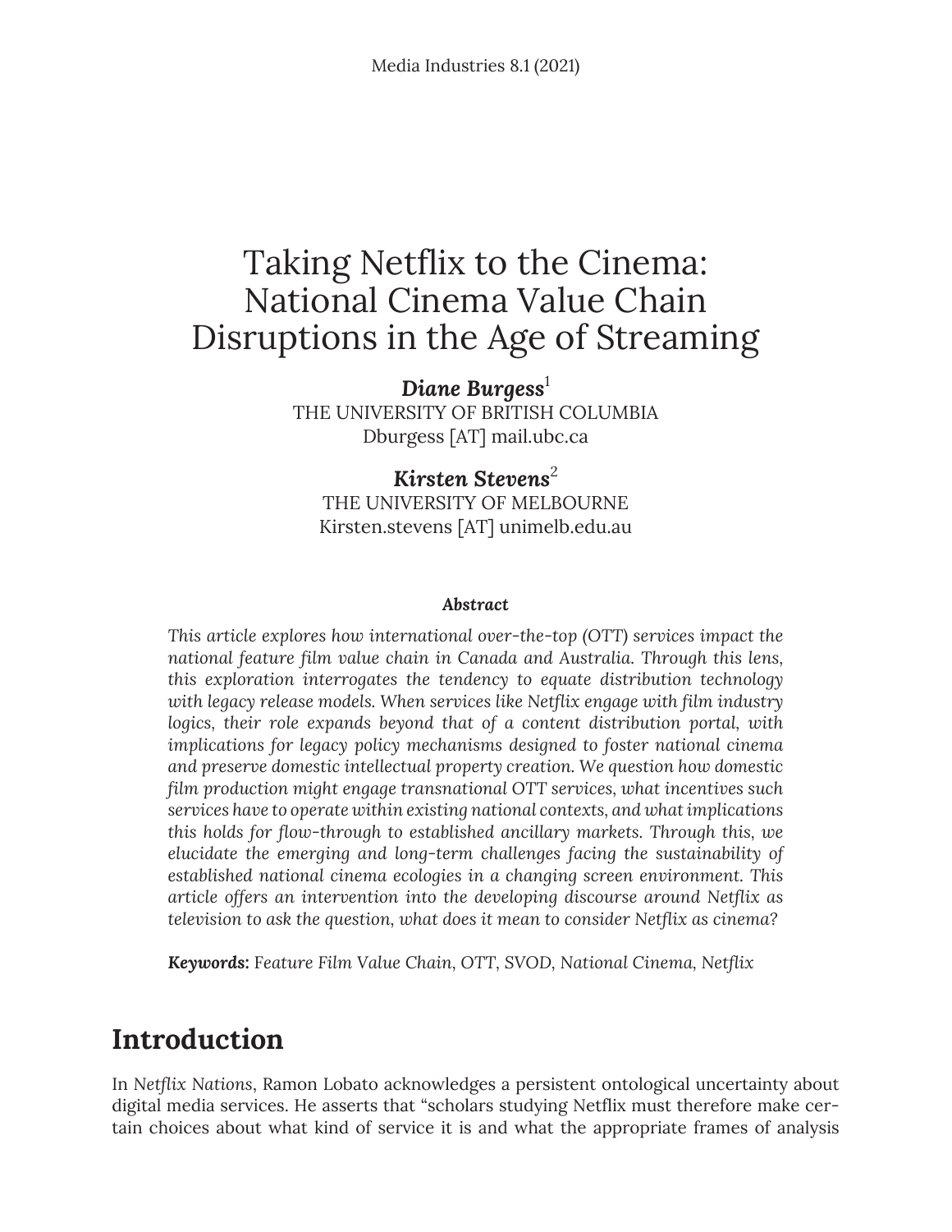# Taking Netflix to the Cinema: National Cinema Value Chain Disruptions in the Age of Streaming

***Diane Burgess***[1]
THE UNIVERSITY OF BRITISH COLUMBIA
Dburgess [AT] mail.ubc.ca

***Kirsten Stevens***[2]
THE UNIVERSITY OF MELBOURNE
Kirsten.stevens [AT] unimelb.edu.au

***Abstract***

*This article explores how international over-the-top (OTT) services impact the national feature film value chain in Canada and Australia. Through this lens, this exploration interrogates the tendency to equate distribution technology with legacy release models. When services like Netflix engage with film industry logics, their role expands beyond that of a content distribution portal, with implications for legacy policy mechanisms designed to foster national cinema and preserve domestic intellectual property creation. We question how domestic film production might engage transnational OTT services, what incentives such services have to operate within existing national contexts, and what implications this holds for flow-through to established ancillary markets. Through this, we elucidate the emerging and long-term challenges facing the sustainability of established national cinema ecologies in a changing screen environment. This article offers an intervention into the developing discourse around Netflix as television to ask the question, what does it mean to consider Netflix as cinema?*

***Keywords:*** *Feature Film Value Chain, OTT, SVOD, National Cinema, Netflix*

## Introduction

In *Netflix Nations*, Ramon Lobato acknowledges a persistent ontological uncertainty about digital media services. He asserts that "scholars studying Netflix must therefore make certain choices about what kind of service it is and what the appropriate frames of analysis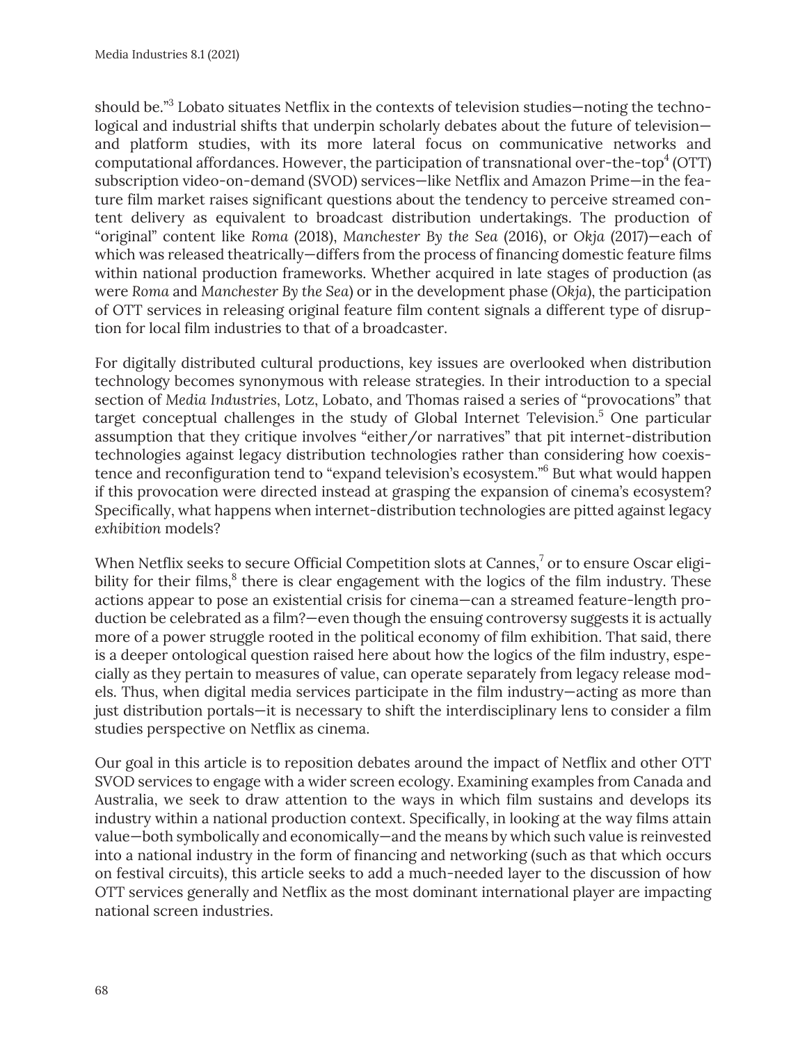should be."[3] Lobato situates Netflix in the contexts of television studies—noting the technological and industrial shifts that underpin scholarly debates about the future of television—and platform studies, with its more lateral focus on communicative networks and computational affordances. However, the participation of transnational over-the-top[4] (OTT) subscription video-on-demand (SVOD) services—like Netflix and Amazon Prime—in the feature film market raises significant questions about the tendency to perceive streamed content delivery as equivalent to broadcast distribution undertakings. The production of "original" content like *Roma* (2018), *Manchester By the Sea* (2016), or *Okja* (2017)—each of which was released theatrically—differs from the process of financing domestic feature films within national production frameworks. Whether acquired in late stages of production (as were *Roma* and *Manchester By the Sea*) or in the development phase (*Okja*), the participation of OTT services in releasing original feature film content signals a different type of disruption for local film industries to that of a broadcaster.

For digitally distributed cultural productions, key issues are overlooked when distribution technology becomes synonymous with release strategies. In their introduction to a special section of *Media Industries*, Lotz, Lobato, and Thomas raised a series of "provocations" that target conceptual challenges in the study of Global Internet Television.[5] One particular assumption that they critique involves "either/or narratives" that pit internet-distribution technologies against legacy distribution technologies rather than considering how coexistence and reconfiguration tend to "expand television's ecosystem."[6] But what would happen if this provocation were directed instead at grasping the expansion of cinema's ecosystem? Specifically, what happens when internet-distribution technologies are pitted against legacy *exhibition* models?

When Netflix seeks to secure Official Competition slots at Cannes,[7] or to ensure Oscar eligibility for their films,[8] there is clear engagement with the logics of the film industry. These actions appear to pose an existential crisis for cinema—can a streamed feature-length production be celebrated as a film?—even though the ensuing controversy suggests it is actually more of a power struggle rooted in the political economy of film exhibition. That said, there is a deeper ontological question raised here about how the logics of the film industry, especially as they pertain to measures of value, can operate separately from legacy release models. Thus, when digital media services participate in the film industry—acting as more than just distribution portals—it is necessary to shift the interdisciplinary lens to consider a film studies perspective on Netflix as cinema.

Our goal in this article is to reposition debates around the impact of Netflix and other OTT SVOD services to engage with a wider screen ecology. Examining examples from Canada and Australia, we seek to draw attention to the ways in which film sustains and develops its industry within a national production context. Specifically, in looking at the way films attain value—both symbolically and economically—and the means by which such value is reinvested into a national industry in the form of financing and networking (such as that which occurs on festival circuits), this article seeks to add a much-needed layer to the discussion of how OTT services generally and Netflix as the most dominant international player are impacting national screen industries.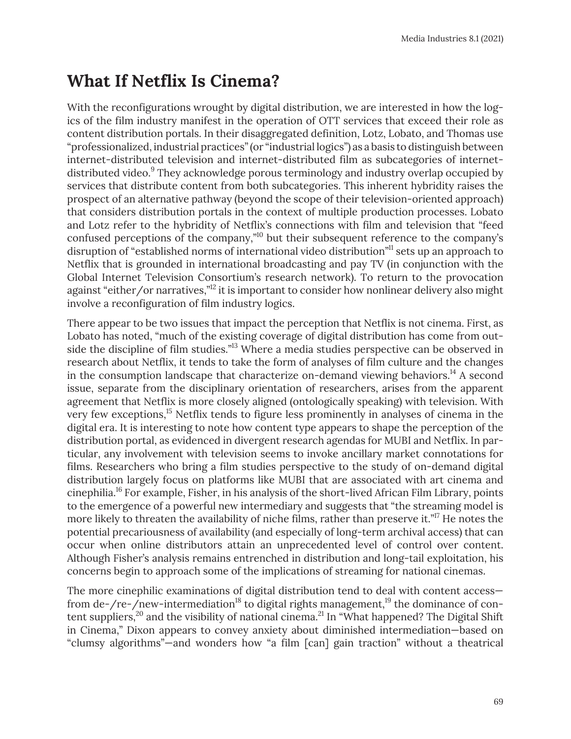## What If Netflix Is Cinema?

With the reconfigurations wrought by digital distribution, we are interested in how the logics of the film industry manifest in the operation of OTT services that exceed their role as content distribution portals. In their disaggregated definition, Lotz, Lobato, and Thomas use "professionalized, industrial practices" (or "industrial logics") as a basis to distinguish between internet-distributed television and internet-distributed film as subcategories of internet-distributed video.[9] They acknowledge porous terminology and industry overlap occupied by services that distribute content from both subcategories. This inherent hybridity raises the prospect of an alternative pathway (beyond the scope of their television-oriented approach) that considers distribution portals in the context of multiple production processes. Lobato and Lotz refer to the hybridity of Netflix's connections with film and television that "feed confused perceptions of the company,"[10] but their subsequent reference to the company's disruption of "established norms of international video distribution"[11] sets up an approach to Netflix that is grounded in international broadcasting and pay TV (in conjunction with the Global Internet Television Consortium's research network). To return to the provocation against "either/or narratives,"[12] it is important to consider how nonlinear delivery also might involve a reconfiguration of film industry logics.

There appear to be two issues that impact the perception that Netflix is not cinema. First, as Lobato has noted, "much of the existing coverage of digital distribution has come from outside the discipline of film studies."[13] Where a media studies perspective can be observed in research about Netflix, it tends to take the form of analyses of film culture and the changes in the consumption landscape that characterize on-demand viewing behaviors.[14] A second issue, separate from the disciplinary orientation of researchers, arises from the apparent agreement that Netflix is more closely aligned (ontologically speaking) with television. With very few exceptions,[15] Netflix tends to figure less prominently in analyses of cinema in the digital era. It is interesting to note how content type appears to shape the perception of the distribution portal, as evidenced in divergent research agendas for MUBI and Netflix. In particular, any involvement with television seems to invoke ancillary market connotations for films. Researchers who bring a film studies perspective to the study of on-demand digital distribution largely focus on platforms like MUBI that are associated with art cinema and cinephilia.[16] For example, Fisher, in his analysis of the short-lived African Film Library, points to the emergence of a powerful new intermediary and suggests that "the streaming model is more likely to threaten the availability of niche films, rather than preserve it."[17] He notes the potential precariousness of availability (and especially of long-term archival access) that can occur when online distributors attain an unprecedented level of control over content. Although Fisher's analysis remains entrenched in distribution and long-tail exploitation, his concerns begin to approach some of the implications of streaming for national cinemas.

The more cinephilic examinations of digital distribution tend to deal with content access—from de-/re-/new-intermediation[18] to digital rights management,[19] the dominance of content suppliers,[20] and the visibility of national cinema.[21] In "What happened? The Digital Shift in Cinema," Dixon appears to convey anxiety about diminished intermediation—based on "clumsy algorithms"—and wonders how "a film [can] gain traction" without a theatrical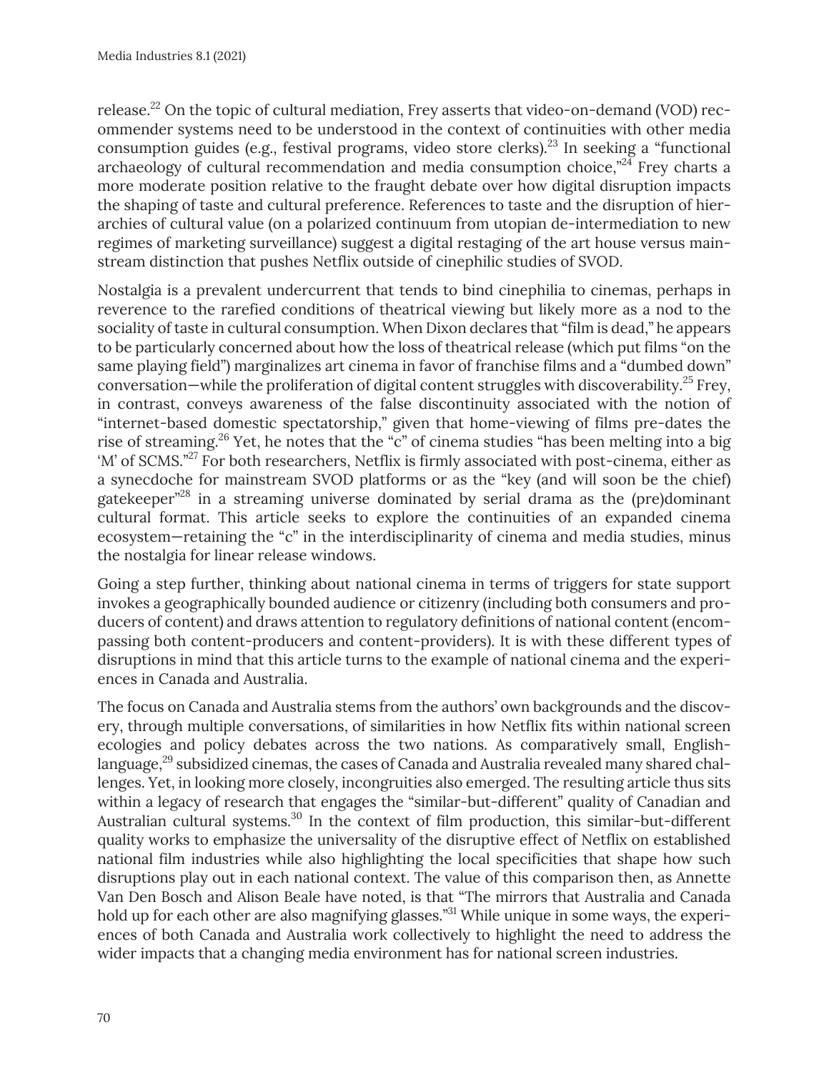release.[22] On the topic of cultural mediation, Frey asserts that video-on-demand (VOD) recommender systems need to be understood in the context of continuities with other media consumption guides (e.g., festival programs, video store clerks).[23] In seeking a "functional archaeology of cultural recommendation and media consumption choice,"[24] Frey charts a more moderate position relative to the fraught debate over how digital disruption impacts the shaping of taste and cultural preference. References to taste and the disruption of hierarchies of cultural value (on a polarized continuum from utopian de-intermediation to new regimes of marketing surveillance) suggest a digital restaging of the art house versus mainstream distinction that pushes Netflix outside of cinephilic studies of SVOD.

Nostalgia is a prevalent undercurrent that tends to bind cinephilia to cinemas, perhaps in reverence to the rarefied conditions of theatrical viewing but likely more as a nod to the sociality of taste in cultural consumption. When Dixon declares that "film is dead," he appears to be particularly concerned about how the loss of theatrical release (which put films "on the same playing field") marginalizes art cinema in favor of franchise films and a "dumbed down" conversation—while the proliferation of digital content struggles with discoverability.[25] Frey, in contrast, conveys awareness of the false discontinuity associated with the notion of "internet-based domestic spectatorship," given that home-viewing of films pre-dates the rise of streaming.[26] Yet, he notes that the "c" of cinema studies "has been melting into a big 'M' of SCMS."[27] For both researchers, Netflix is firmly associated with post-cinema, either as a synecdoche for mainstream SVOD platforms or as the "key (and will soon be the chief) gatekeeper"[28] in a streaming universe dominated by serial drama as the (pre)dominant cultural format. This article seeks to explore the continuities of an expanded cinema ecosystem—retaining the "c" in the interdisciplinarity of cinema and media studies, minus the nostalgia for linear release windows.

Going a step further, thinking about national cinema in terms of triggers for state support invokes a geographically bounded audience or citizenry (including both consumers and producers of content) and draws attention to regulatory definitions of national content (encompassing both content-producers and content-providers). It is with these different types of disruptions in mind that this article turns to the example of national cinema and the experiences in Canada and Australia.

The focus on Canada and Australia stems from the authors' own backgrounds and the discovery, through multiple conversations, of similarities in how Netflix fits within national screen ecologies and policy debates across the two nations. As comparatively small, English-language,[29] subsidized cinemas, the cases of Canada and Australia revealed many shared challenges. Yet, in looking more closely, incongruities also emerged. The resulting article thus sits within a legacy of research that engages the "similar-but-different" quality of Canadian and Australian cultural systems.[30] In the context of film production, this similar-but-different quality works to emphasize the universality of the disruptive effect of Netflix on established national film industries while also highlighting the local specificities that shape how such disruptions play out in each national context. The value of this comparison then, as Annette Van Den Bosch and Alison Beale have noted, is that "The mirrors that Australia and Canada hold up for each other are also magnifying glasses."[31] While unique in some ways, the experiences of both Canada and Australia work collectively to highlight the need to address the wider impacts that a changing media environment has for national screen industries.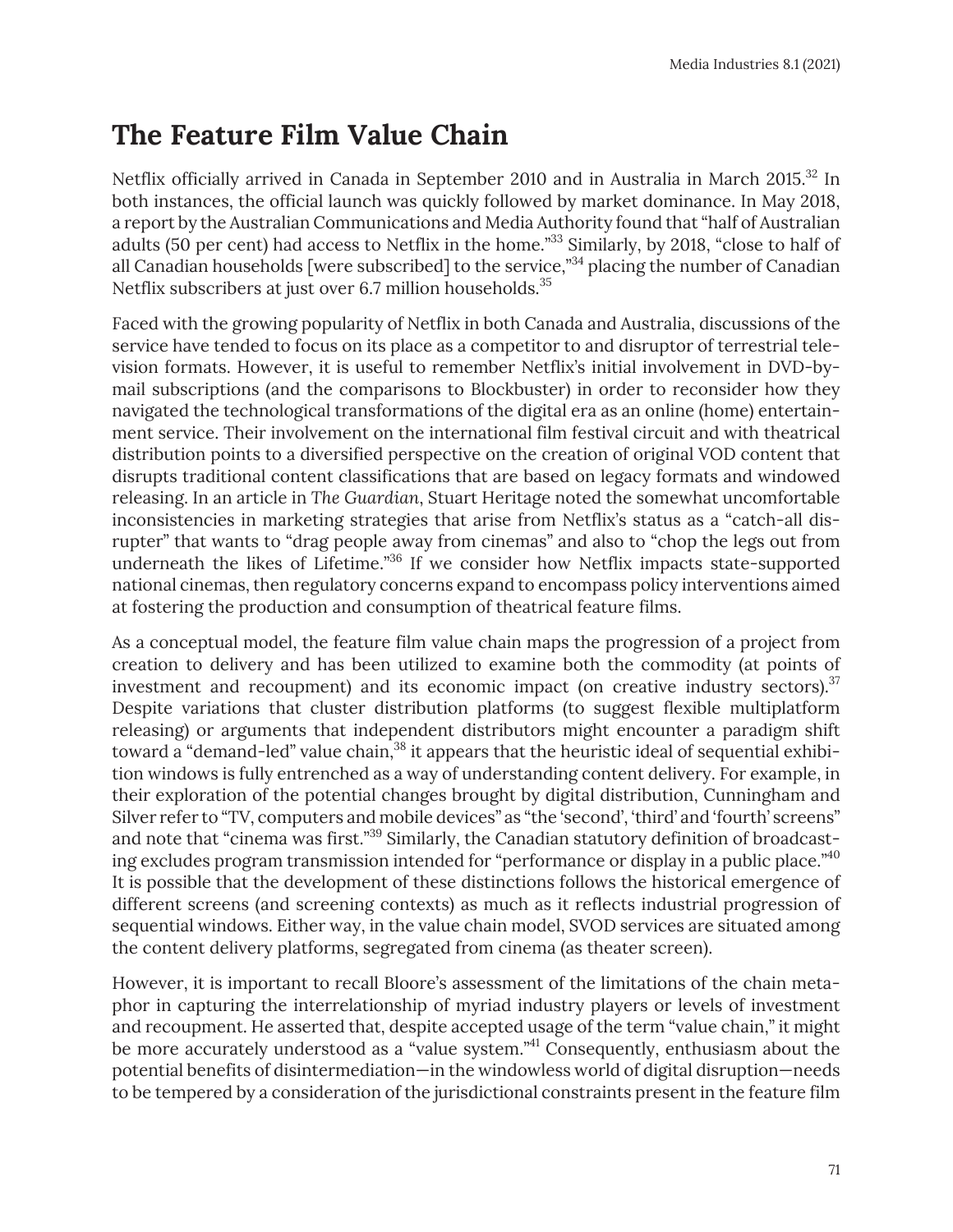## The Feature Film Value Chain

Netflix officially arrived in Canada in September 2010 and in Australia in March 2015.[32] In both instances, the official launch was quickly followed by market dominance. In May 2018, a report by the Australian Communications and Media Authority found that "half of Australian adults (50 per cent) had access to Netflix in the home."[33] Similarly, by 2018, "close to half of all Canadian households [were subscribed] to the service,"[34] placing the number of Canadian Netflix subscribers at just over 6.7 million households.[35]

Faced with the growing popularity of Netflix in both Canada and Australia, discussions of the service have tended to focus on its place as a competitor to and disruptor of terrestrial television formats. However, it is useful to remember Netflix's initial involvement in DVD-by-mail subscriptions (and the comparisons to Blockbuster) in order to reconsider how they navigated the technological transformations of the digital era as an online (home) entertainment service. Their involvement on the international film festival circuit and with theatrical distribution points to a diversified perspective on the creation of original VOD content that disrupts traditional content classifications that are based on legacy formats and windowed releasing. In an article in *The Guardian*, Stuart Heritage noted the somewhat uncomfortable inconsistencies in marketing strategies that arise from Netflix's status as a "catch-all disrupter" that wants to "drag people away from cinemas" and also to "chop the legs out from underneath the likes of Lifetime."[36] If we consider how Netflix impacts state-supported national cinemas, then regulatory concerns expand to encompass policy interventions aimed at fostering the production and consumption of theatrical feature films.

As a conceptual model, the feature film value chain maps the progression of a project from creation to delivery and has been utilized to examine both the commodity (at points of investment and recoupment) and its economic impact (on creative industry sectors).[37] Despite variations that cluster distribution platforms (to suggest flexible multiplatform releasing) or arguments that independent distributors might encounter a paradigm shift toward a "demand-led" value chain,[38] it appears that the heuristic ideal of sequential exhibition windows is fully entrenched as a way of understanding content delivery. For example, in their exploration of the potential changes brought by digital distribution, Cunningham and Silver refer to "TV, computers and mobile devices" as "the 'second', 'third' and 'fourth' screens" and note that "cinema was first."[39] Similarly, the Canadian statutory definition of broadcasting excludes program transmission intended for "performance or display in a public place."[40] It is possible that the development of these distinctions follows the historical emergence of different screens (and screening contexts) as much as it reflects industrial progression of sequential windows. Either way, in the value chain model, SVOD services are situated among the content delivery platforms, segregated from cinema (as theater screen).

However, it is important to recall Bloore's assessment of the limitations of the chain metaphor in capturing the interrelationship of myriad industry players or levels of investment and recoupment. He asserted that, despite accepted usage of the term "value chain," it might be more accurately understood as a "value system."[41] Consequently, enthusiasm about the potential benefits of disintermediation—in the windowless world of digital disruption—needs to be tempered by a consideration of the jurisdictional constraints present in the feature film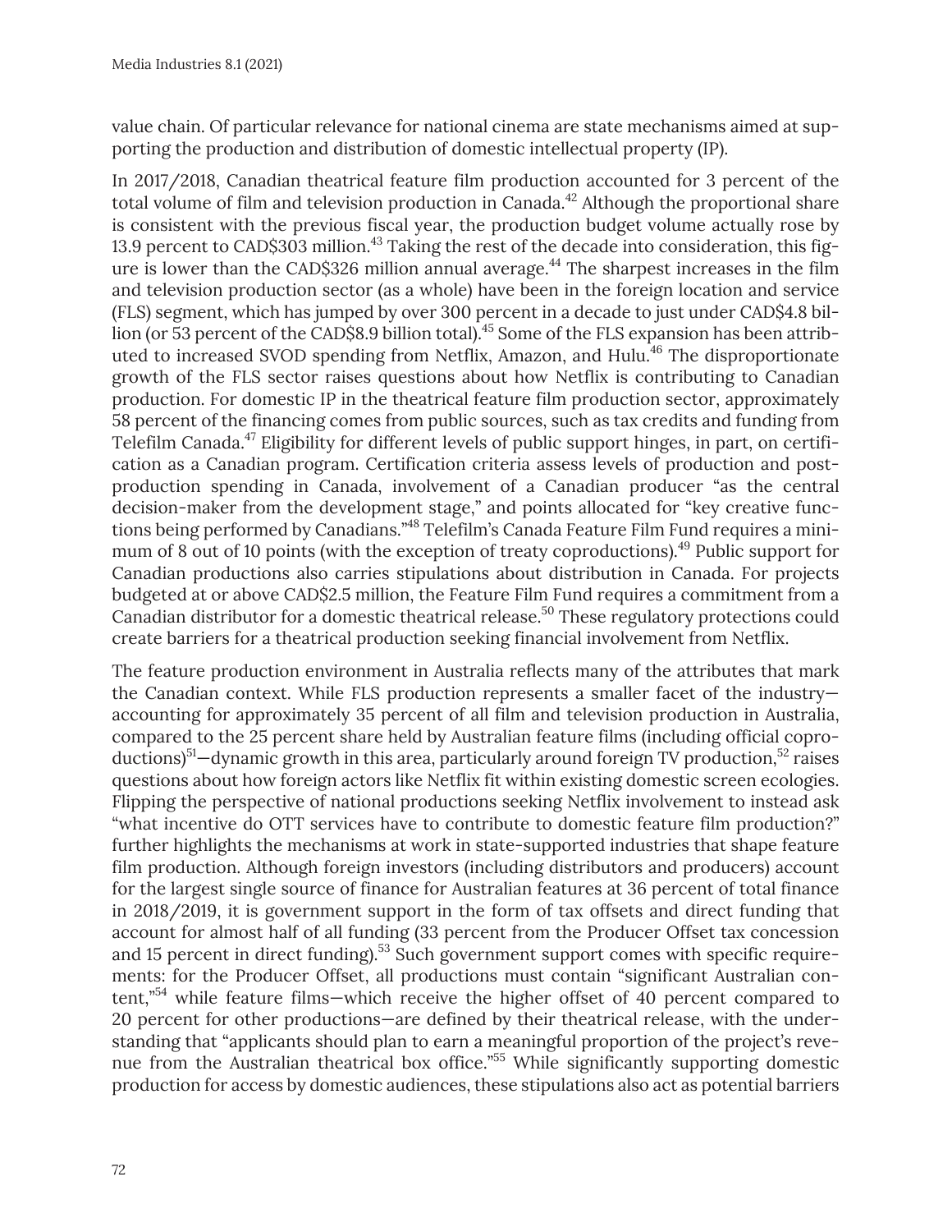value chain. Of particular relevance for national cinema are state mechanisms aimed at supporting the production and distribution of domestic intellectual property (IP).

In 2017/2018, Canadian theatrical feature film production accounted for 3 percent of the total volume of film and television production in Canada.[42] Although the proportional share is consistent with the previous fiscal year, the production budget volume actually rose by 13.9 percent to CAD$303 million.[43] Taking the rest of the decade into consideration, this figure is lower than the CAD$326 million annual average.[44] The sharpest increases in the film and television production sector (as a whole) have been in the foreign location and service (FLS) segment, which has jumped by over 300 percent in a decade to just under CAD$4.8 billion (or 53 percent of the CAD$8.9 billion total).[45] Some of the FLS expansion has been attributed to increased SVOD spending from Netflix, Amazon, and Hulu.[46] The disproportionate growth of the FLS sector raises questions about how Netflix is contributing to Canadian production. For domestic IP in the theatrical feature film production sector, approximately 58 percent of the financing comes from public sources, such as tax credits and funding from Telefilm Canada.[47] Eligibility for different levels of public support hinges, in part, on certification as a Canadian program. Certification criteria assess levels of production and post-production spending in Canada, involvement of a Canadian producer "as the central decision-maker from the development stage," and points allocated for "key creative functions being performed by Canadians."[48] Telefilm's Canada Feature Film Fund requires a minimum of 8 out of 10 points (with the exception of treaty coproductions).[49] Public support for Canadian productions also carries stipulations about distribution in Canada. For projects budgeted at or above CAD$2.5 million, the Feature Film Fund requires a commitment from a Canadian distributor for a domestic theatrical release.[50] These regulatory protections could create barriers for a theatrical production seeking financial involvement from Netflix.

The feature production environment in Australia reflects many of the attributes that mark the Canadian context. While FLS production represents a smaller facet of the industry—accounting for approximately 35 percent of all film and television production in Australia, compared to the 25 percent share held by Australian feature films (including official coproductions)[51]—dynamic growth in this area, particularly around foreign TV production,[52] raises questions about how foreign actors like Netflix fit within existing domestic screen ecologies. Flipping the perspective of national productions seeking Netflix involvement to instead ask "what incentive do OTT services have to contribute to domestic feature film production?" further highlights the mechanisms at work in state-supported industries that shape feature film production. Although foreign investors (including distributors and producers) account for the largest single source of finance for Australian features at 36 percent of total finance in 2018/2019, it is government support in the form of tax offsets and direct funding that account for almost half of all funding (33 percent from the Producer Offset tax concession and 15 percent in direct funding).[53] Such government support comes with specific requirements: for the Producer Offset, all productions must contain "significant Australian content,"[54] while feature films—which receive the higher offset of 40 percent compared to 20 percent for other productions—are defined by their theatrical release, with the understanding that "applicants should plan to earn a meaningful proportion of the project's revenue from the Australian theatrical box office."[55] While significantly supporting domestic production for access by domestic audiences, these stipulations also act as potential barriers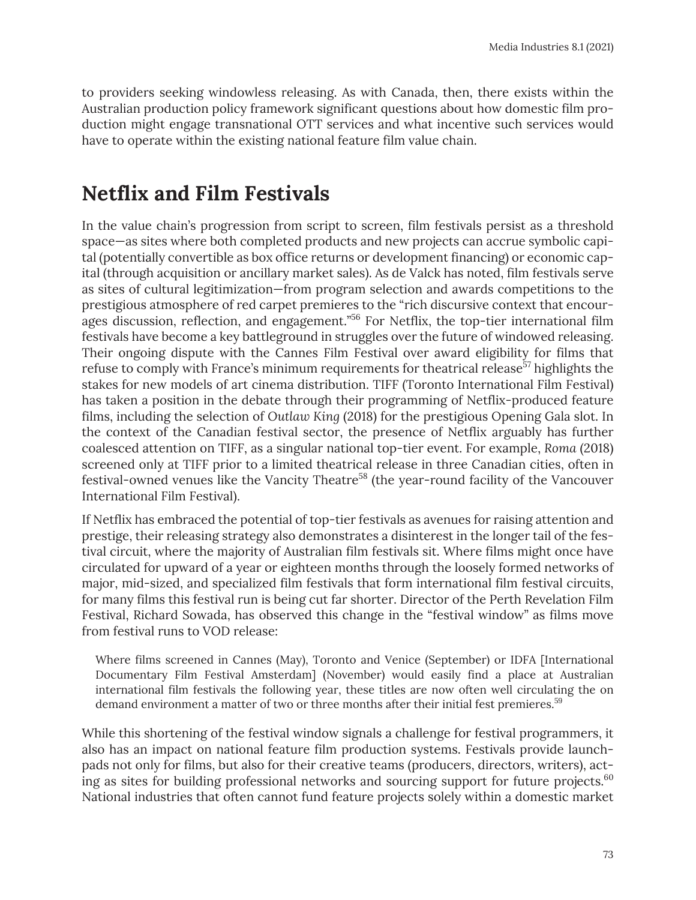to providers seeking windowless releasing. As with Canada, then, there exists within the Australian production policy framework significant questions about how domestic film production might engage transnational OTT services and what incentive such services would have to operate within the existing national feature film value chain.

## Netflix and Film Festivals

In the value chain's progression from script to screen, film festivals persist as a threshold space—as sites where both completed products and new projects can accrue symbolic capital (potentially convertible as box office returns or development financing) or economic capital (through acquisition or ancillary market sales). As de Valck has noted, film festivals serve as sites of cultural legitimization—from program selection and awards competitions to the prestigious atmosphere of red carpet premieres to the "rich discursive context that encourages discussion, reflection, and engagement."[56] For Netflix, the top-tier international film festivals have become a key battleground in struggles over the future of windowed releasing. Their ongoing dispute with the Cannes Film Festival over award eligibility for films that refuse to comply with France's minimum requirements for theatrical release[57] highlights the stakes for new models of art cinema distribution. TIFF (Toronto International Film Festival) has taken a position in the debate through their programming of Netflix-produced feature films, including the selection of *Outlaw King* (2018) for the prestigious Opening Gala slot. In the context of the Canadian festival sector, the presence of Netflix arguably has further coalesced attention on TIFF, as a singular national top-tier event. For example, *Roma* (2018) screened only at TIFF prior to a limited theatrical release in three Canadian cities, often in festival-owned venues like the Vancity Theatre[58] (the year-round facility of the Vancouver International Film Festival).

If Netflix has embraced the potential of top-tier festivals as avenues for raising attention and prestige, their releasing strategy also demonstrates a disinterest in the longer tail of the festival circuit, where the majority of Australian film festivals sit. Where films might once have circulated for upward of a year or eighteen months through the loosely formed networks of major, mid-sized, and specialized film festivals that form international film festival circuits, for many films this festival run is being cut far shorter. Director of the Perth Revelation Film Festival, Richard Sowada, has observed this change in the "festival window" as films move from festival runs to VOD release:

> Where films screened in Cannes (May), Toronto and Venice (September) or IDFA [International Documentary Film Festival Amsterdam] (November) would easily find a place at Australian international film festivals the following year, these titles are now often well circulating the on demand environment a matter of two or three months after their initial fest premieres.[59]

While this shortening of the festival window signals a challenge for festival programmers, it also has an impact on national feature film production systems. Festivals provide launchpads not only for films, but also for their creative teams (producers, directors, writers), acting as sites for building professional networks and sourcing support for future projects.[60] National industries that often cannot fund feature projects solely within a domestic market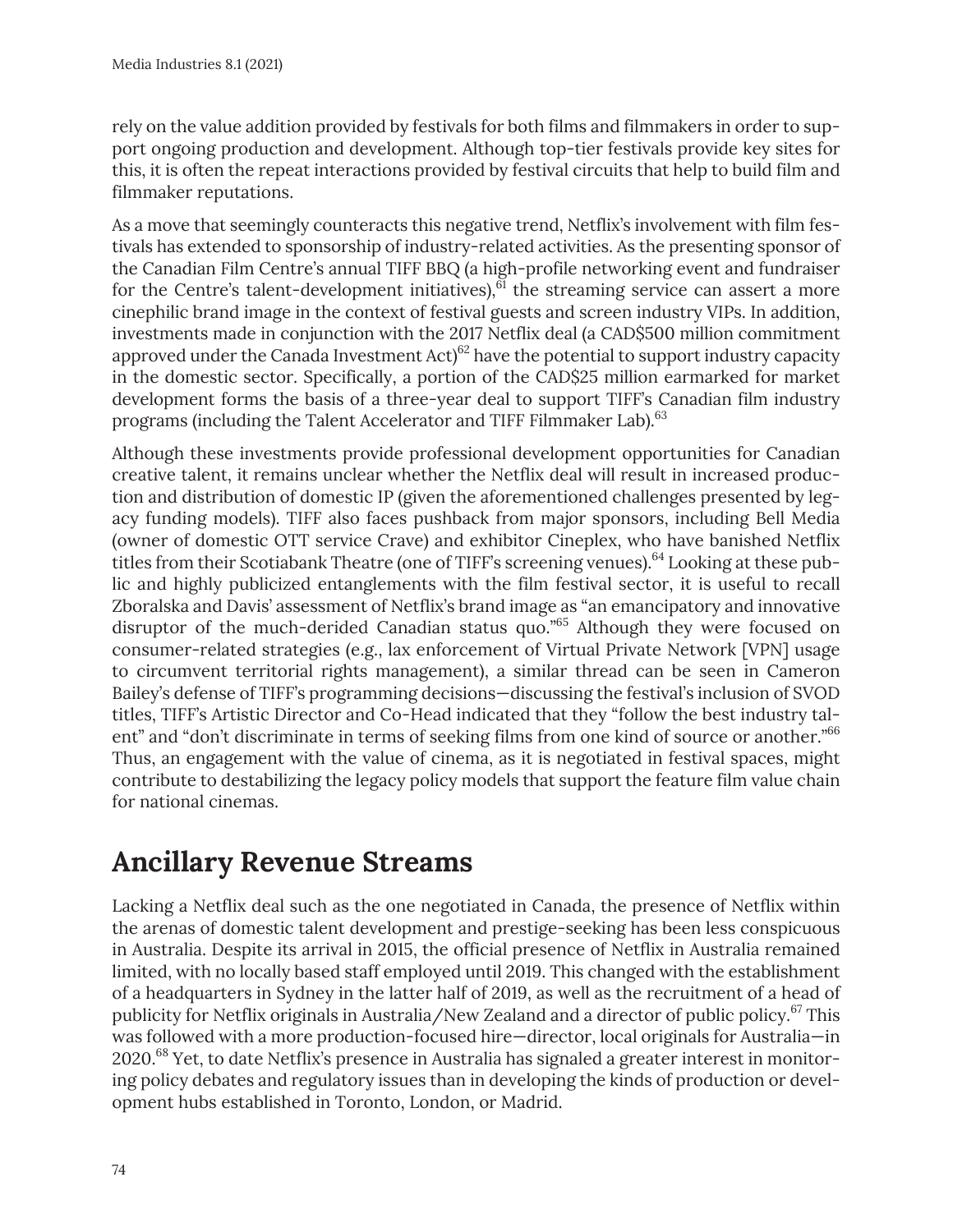rely on the value addition provided by festivals for both films and filmmakers in order to support ongoing production and development. Although top-tier festivals provide key sites for this, it is often the repeat interactions provided by festival circuits that help to build film and filmmaker reputations.

As a move that seemingly counteracts this negative trend, Netflix's involvement with film festivals has extended to sponsorship of industry-related activities. As the presenting sponsor of the Canadian Film Centre's annual TIFF BBQ (a high-profile networking event and fundraiser for the Centre's talent-development initiatives),[61] the streaming service can assert a more cinephilic brand image in the context of festival guests and screen industry VIPs. In addition, investments made in conjunction with the 2017 Netflix deal (a CAD$500 million commitment approved under the Canada Investment Act)[62] have the potential to support industry capacity in the domestic sector. Specifically, a portion of the CAD$25 million earmarked for market development forms the basis of a three-year deal to support TIFF's Canadian film industry programs (including the Talent Accelerator and TIFF Filmmaker Lab).[63]

Although these investments provide professional development opportunities for Canadian creative talent, it remains unclear whether the Netflix deal will result in increased production and distribution of domestic IP (given the aforementioned challenges presented by legacy funding models). TIFF also faces pushback from major sponsors, including Bell Media (owner of domestic OTT service Crave) and exhibitor Cineplex, who have banished Netflix titles from their Scotiabank Theatre (one of TIFF's screening venues).[64] Looking at these public and highly publicized entanglements with the film festival sector, it is useful to recall Zboralska and Davis' assessment of Netflix's brand image as "an emancipatory and innovative disruptor of the much-derided Canadian status quo."[65] Although they were focused on consumer-related strategies (e.g., lax enforcement of Virtual Private Network [VPN] usage to circumvent territorial rights management), a similar thread can be seen in Cameron Bailey's defense of TIFF's programming decisions—discussing the festival's inclusion of SVOD titles, TIFF's Artistic Director and Co-Head indicated that they "follow the best industry talent" and "don't discriminate in terms of seeking films from one kind of source or another."[66] Thus, an engagement with the value of cinema, as it is negotiated in festival spaces, might contribute to destabilizing the legacy policy models that support the feature film value chain for national cinemas.

## Ancillary Revenue Streams

Lacking a Netflix deal such as the one negotiated in Canada, the presence of Netflix within the arenas of domestic talent development and prestige-seeking has been less conspicuous in Australia. Despite its arrival in 2015, the official presence of Netflix in Australia remained limited, with no locally based staff employed until 2019. This changed with the establishment of a headquarters in Sydney in the latter half of 2019, as well as the recruitment of a head of publicity for Netflix originals in Australia/New Zealand and a director of public policy.[67] This was followed with a more production-focused hire—director, local originals for Australia—in 2020.[68] Yet, to date Netflix's presence in Australia has signaled a greater interest in monitoring policy debates and regulatory issues than in developing the kinds of production or development hubs established in Toronto, London, or Madrid.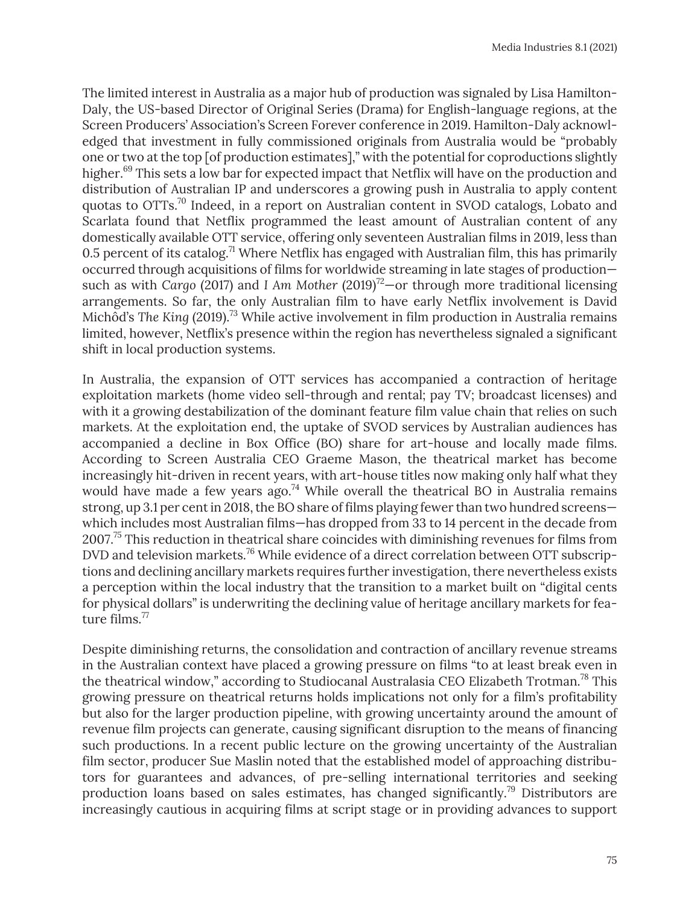The limited interest in Australia as a major hub of production was signaled by Lisa Hamilton-Daly, the US-based Director of Original Series (Drama) for English-language regions, at the Screen Producers' Association's Screen Forever conference in 2019. Hamilton-Daly acknowledged that investment in fully commissioned originals from Australia would be "probably one or two at the top [of production estimates]," with the potential for coproductions slightly higher.[69] This sets a low bar for expected impact that Netflix will have on the production and distribution of Australian IP and underscores a growing push in Australia to apply content quotas to OTTs.[70] Indeed, in a report on Australian content in SVOD catalogs, Lobato and Scarlata found that Netflix programmed the least amount of Australian content of any domestically available OTT service, offering only seventeen Australian films in 2019, less than 0.5 percent of its catalog.[71] Where Netflix has engaged with Australian film, this has primarily occurred through acquisitions of films for worldwide streaming in late stages of production—such as with *Cargo* (2017) and *I Am Mother* (2019)[72]—or through more traditional licensing arrangements. So far, the only Australian film to have early Netflix involvement is David Michôd's *The King* (2019).[73] While active involvement in film production in Australia remains limited, however, Netflix's presence within the region has nevertheless signaled a significant shift in local production systems.

In Australia, the expansion of OTT services has accompanied a contraction of heritage exploitation markets (home video sell-through and rental; pay TV; broadcast licenses) and with it a growing destabilization of the dominant feature film value chain that relies on such markets. At the exploitation end, the uptake of SVOD services by Australian audiences has accompanied a decline in Box Office (BO) share for art-house and locally made films. According to Screen Australia CEO Graeme Mason, the theatrical market has become increasingly hit-driven in recent years, with art-house titles now making only half what they would have made a few years ago.[74] While overall the theatrical BO in Australia remains strong, up 3.1 per cent in 2018, the BO share of films playing fewer than two hundred screens—which includes most Australian films—has dropped from 33 to 14 percent in the decade from 2007.[75] This reduction in theatrical share coincides with diminishing revenues for films from DVD and television markets.[76] While evidence of a direct correlation between OTT subscriptions and declining ancillary markets requires further investigation, there nevertheless exists a perception within the local industry that the transition to a market built on "digital cents for physical dollars" is underwriting the declining value of heritage ancillary markets for feature films.[77]

Despite diminishing returns, the consolidation and contraction of ancillary revenue streams in the Australian context have placed a growing pressure on films "to at least break even in the theatrical window," according to Studiocanal Australasia CEO Elizabeth Trotman.[78] This growing pressure on theatrical returns holds implications not only for a film's profitability but also for the larger production pipeline, with growing uncertainty around the amount of revenue film projects can generate, causing significant disruption to the means of financing such productions. In a recent public lecture on the growing uncertainty of the Australian film sector, producer Sue Maslin noted that the established model of approaching distributors for guarantees and advances, of pre-selling international territories and seeking production loans based on sales estimates, has changed significantly.[79] Distributors are increasingly cautious in acquiring films at script stage or in providing advances to support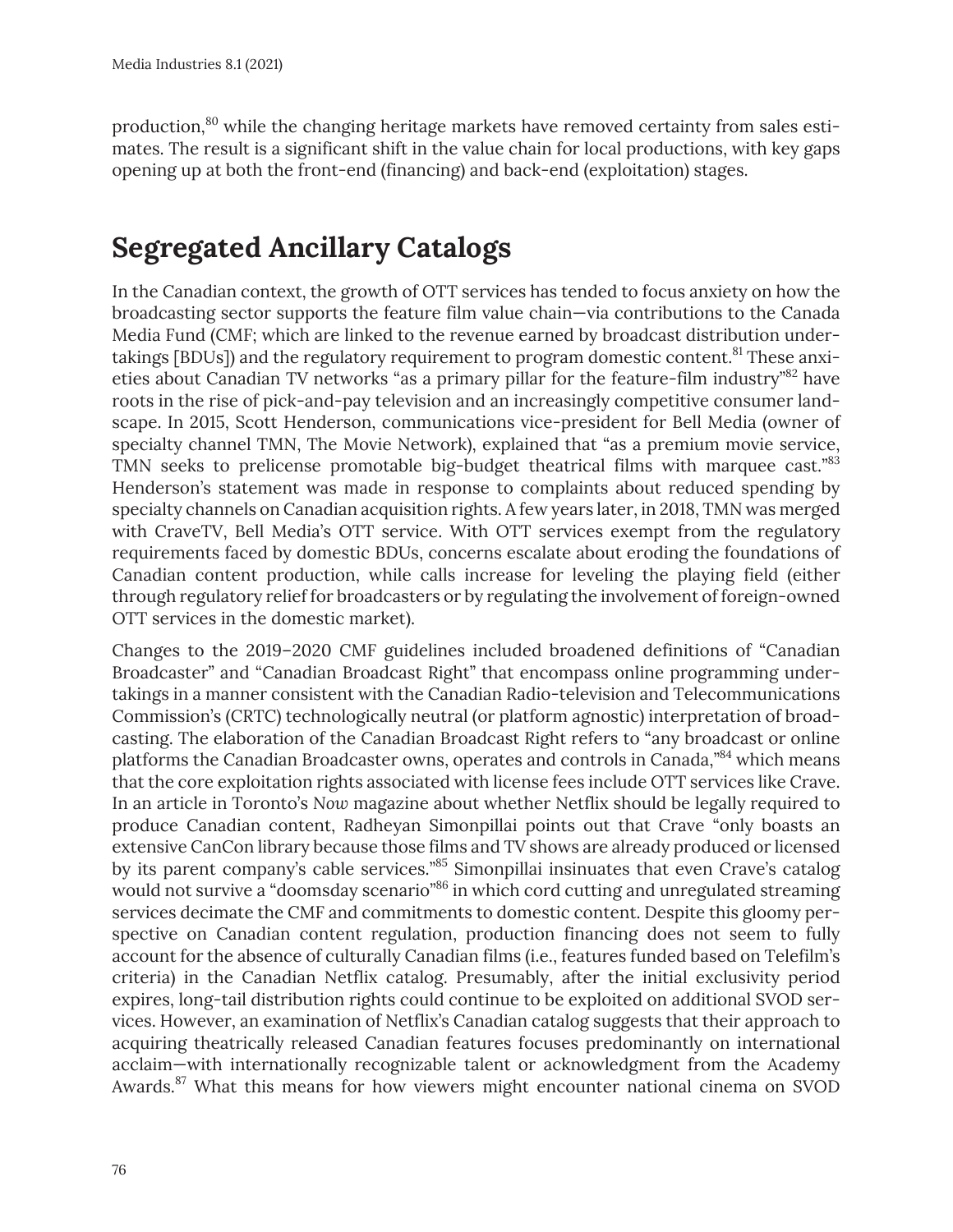production,[80] while the changing heritage markets have removed certainty from sales estimates. The result is a significant shift in the value chain for local productions, with key gaps opening up at both the front-end (financing) and back-end (exploitation) stages.

## Segregated Ancillary Catalogs

In the Canadian context, the growth of OTT services has tended to focus anxiety on how the broadcasting sector supports the feature film value chain—via contributions to the Canada Media Fund (CMF; which are linked to the revenue earned by broadcast distribution undertakings [BDUs]) and the regulatory requirement to program domestic content.[81] These anxieties about Canadian TV networks "as a primary pillar for the feature-film industry"[82] have roots in the rise of pick-and-pay television and an increasingly competitive consumer landscape. In 2015, Scott Henderson, communications vice-president for Bell Media (owner of specialty channel TMN, The Movie Network), explained that "as a premium movie service, TMN seeks to prelicense promotable big-budget theatrical films with marquee cast."[83] Henderson's statement was made in response to complaints about reduced spending by specialty channels on Canadian acquisition rights. A few years later, in 2018, TMN was merged with CraveTV, Bell Media's OTT service. With OTT services exempt from the regulatory requirements faced by domestic BDUs, concerns escalate about eroding the foundations of Canadian content production, while calls increase for leveling the playing field (either through regulatory relief for broadcasters or by regulating the involvement of foreign-owned OTT services in the domestic market).

Changes to the 2019–2020 CMF guidelines included broadened definitions of "Canadian Broadcaster" and "Canadian Broadcast Right" that encompass online programming undertakings in a manner consistent with the Canadian Radio-television and Telecommunications Commission's (CRTC) technologically neutral (or platform agnostic) interpretation of broadcasting. The elaboration of the Canadian Broadcast Right refers to "any broadcast or online platforms the Canadian Broadcaster owns, operates and controls in Canada,"[84] which means that the core exploitation rights associated with license fees include OTT services like Crave. In an article in Toronto's *Now* magazine about whether Netflix should be legally required to produce Canadian content, Radheyan Simonpillai points out that Crave "only boasts an extensive CanCon library because those films and TV shows are already produced or licensed by its parent company's cable services."[85] Simonpillai insinuates that even Crave's catalog would not survive a "doomsday scenario"[86] in which cord cutting and unregulated streaming services decimate the CMF and commitments to domestic content. Despite this gloomy perspective on Canadian content regulation, production financing does not seem to fully account for the absence of culturally Canadian films (i.e., features funded based on Telefilm's criteria) in the Canadian Netflix catalog. Presumably, after the initial exclusivity period expires, long-tail distribution rights could continue to be exploited on additional SVOD services. However, an examination of Netflix's Canadian catalog suggests that their approach to acquiring theatrically released Canadian features focuses predominantly on international acclaim—with internationally recognizable talent or acknowledgment from the Academy Awards.[87] What this means for how viewers might encounter national cinema on SVOD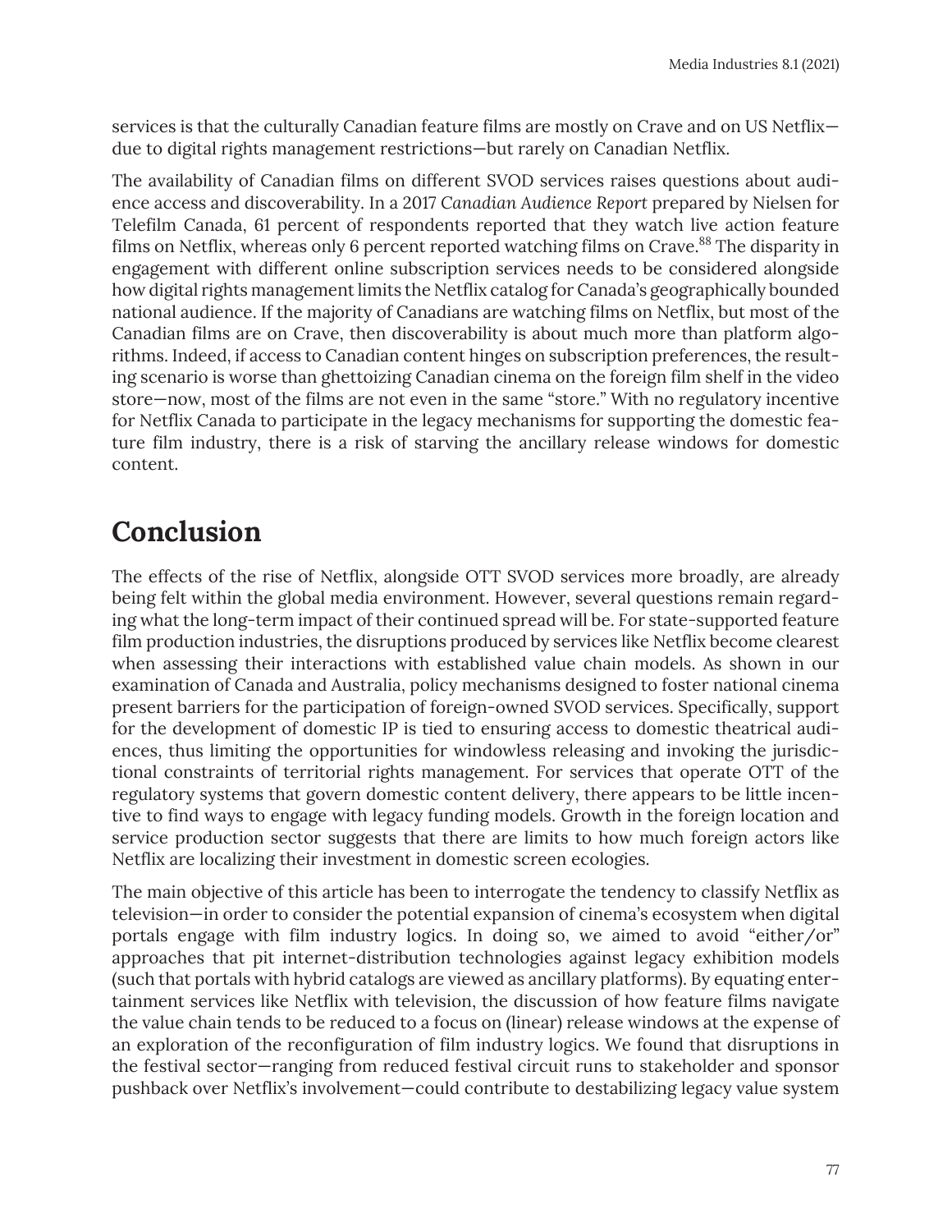services is that the culturally Canadian feature films are mostly on Crave and on US Netflix—due to digital rights management restrictions—but rarely on Canadian Netflix.

The availability of Canadian films on different SVOD services raises questions about audience access and discoverability. In a 2017 *Canadian Audience Report* prepared by Nielsen for Telefilm Canada, 61 percent of respondents reported that they watch live action feature films on Netflix, whereas only 6 percent reported watching films on Crave.[88] The disparity in engagement with different online subscription services needs to be considered alongside how digital rights management limits the Netflix catalog for Canada's geographically bounded national audience. If the majority of Canadians are watching films on Netflix, but most of the Canadian films are on Crave, then discoverability is about much more than platform algorithms. Indeed, if access to Canadian content hinges on subscription preferences, the resulting scenario is worse than ghettoizing Canadian cinema on the foreign film shelf in the video store—now, most of the films are not even in the same "store." With no regulatory incentive for Netflix Canada to participate in the legacy mechanisms for supporting the domestic feature film industry, there is a risk of starving the ancillary release windows for domestic content.

## Conclusion

The effects of the rise of Netflix, alongside OTT SVOD services more broadly, are already being felt within the global media environment. However, several questions remain regarding what the long-term impact of their continued spread will be. For state-supported feature film production industries, the disruptions produced by services like Netflix become clearest when assessing their interactions with established value chain models. As shown in our examination of Canada and Australia, policy mechanisms designed to foster national cinema present barriers for the participation of foreign-owned SVOD services. Specifically, support for the development of domestic IP is tied to ensuring access to domestic theatrical audiences, thus limiting the opportunities for windowless releasing and invoking the jurisdictional constraints of territorial rights management. For services that operate OTT of the regulatory systems that govern domestic content delivery, there appears to be little incentive to find ways to engage with legacy funding models. Growth in the foreign location and service production sector suggests that there are limits to how much foreign actors like Netflix are localizing their investment in domestic screen ecologies.

The main objective of this article has been to interrogate the tendency to classify Netflix as television—in order to consider the potential expansion of cinema's ecosystem when digital portals engage with film industry logics. In doing so, we aimed to avoid "either/or" approaches that pit internet-distribution technologies against legacy exhibition models (such that portals with hybrid catalogs are viewed as ancillary platforms). By equating entertainment services like Netflix with television, the discussion of how feature films navigate the value chain tends to be reduced to a focus on (linear) release windows at the expense of an exploration of the reconfiguration of film industry logics. We found that disruptions in the festival sector—ranging from reduced festival circuit runs to stakeholder and sponsor pushback over Netflix's involvement—could contribute to destabilizing legacy value system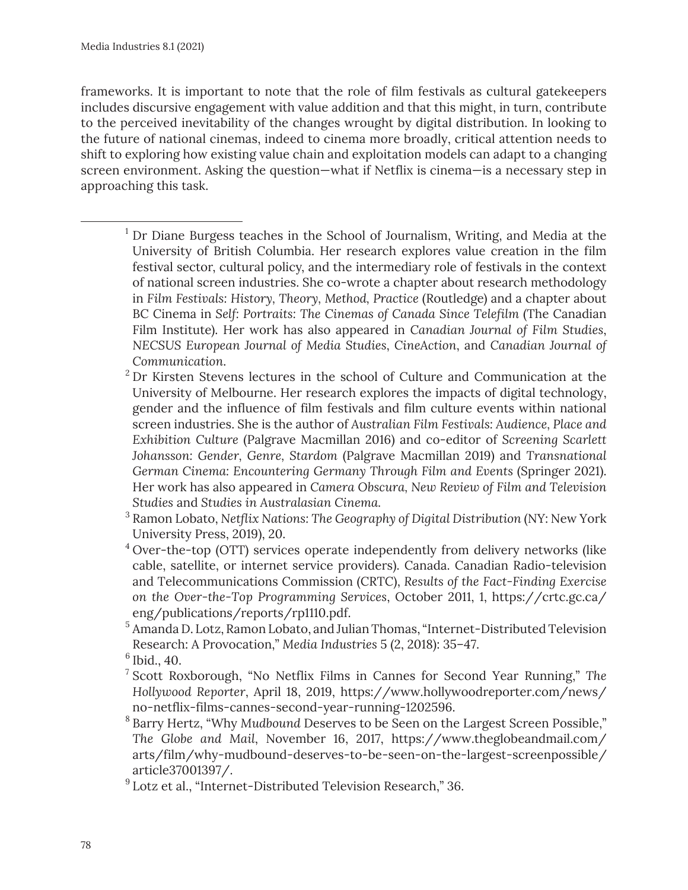frameworks. It is important to note that the role of film festivals as cultural gatekeepers includes discursive engagement with value addition and that this might, in turn, contribute to the perceived inevitability of the changes wrought by digital distribution. In looking to the future of national cinemas, indeed to cinema more broadly, critical attention needs to shift to exploring how existing value chain and exploitation models can adapt to a changing screen environment. Asking the question—what if Netflix is cinema—is a necessary step in approaching this task.

---

[1] Dr Diane Burgess teaches in the School of Journalism, Writing, and Media at the University of British Columbia. Her research explores value creation in the film festival sector, cultural policy, and the intermediary role of festivals in the context of national screen industries. She co-wrote a chapter about research methodology in *Film Festivals: History, Theory, Method, Practice* (Routledge) and a chapter about BC Cinema in *Self: Portraits: The Cinemas of Canada Since Telefilm* (The Canadian Film Institute). Her work has also appeared in *Canadian Journal of Film Studies*, *NECSUS European Journal of Media Studies*, *CineAction*, and *Canadian Journal of Communication*.

[2] Dr Kirsten Stevens lectures in the school of Culture and Communication at the University of Melbourne. Her research explores the impacts of digital technology, gender and the influence of film festivals and film culture events within national screen industries. She is the author of *Australian Film Festivals: Audience, Place and Exhibition Culture* (Palgrave Macmillan 2016) and co-editor of *Screening Scarlett Johansson: Gender, Genre, Stardom* (Palgrave Macmillan 2019) and *Transnational German Cinema: Encountering Germany Through Film and Events* (Springer 2021). Her work has also appeared in *Camera Obscura*, *New Review of Film and Television Studies* and *Studies in Australasian Cinema*.

[3] Ramon Lobato, *Netflix Nations: The Geography of Digital Distribution* (NY: New York University Press, 2019), 20.

[4] Over-the-top (OTT) services operate independently from delivery networks (like cable, satellite, or internet service providers). Canada. Canadian Radio-television and Telecommunications Commission (CRTC), *Results of the Fact-Finding Exercise on the Over-the-Top Programming Services*, October 2011, 1, https://crtc.gc.ca/eng/publications/reports/rp1110.pdf.

[5] Amanda D. Lotz, Ramon Lobato, and Julian Thomas, "Internet-Distributed Television Research: A Provocation," *Media Industries* 5 (2, 2018): 35–47.

[6] Ibid., 40.

[7] Scott Roxborough, "No Netflix Films in Cannes for Second Year Running," *The Hollywood Reporter*, April 18, 2019, https://www.hollywoodreporter.com/news/no-netflix-films-cannes-second-year-running-1202596.

[8] Barry Hertz, "Why *Mudbound* Deserves to be Seen on the Largest Screen Possible," *The Globe and Mail*, November 16, 2017, https://www.theglobeandmail.com/arts/film/why-mudbound-deserves-to-be-seen-on-the-largest-screenpossible/article37001397/.

[9] Lotz et al., "Internet-Distributed Television Research," 36.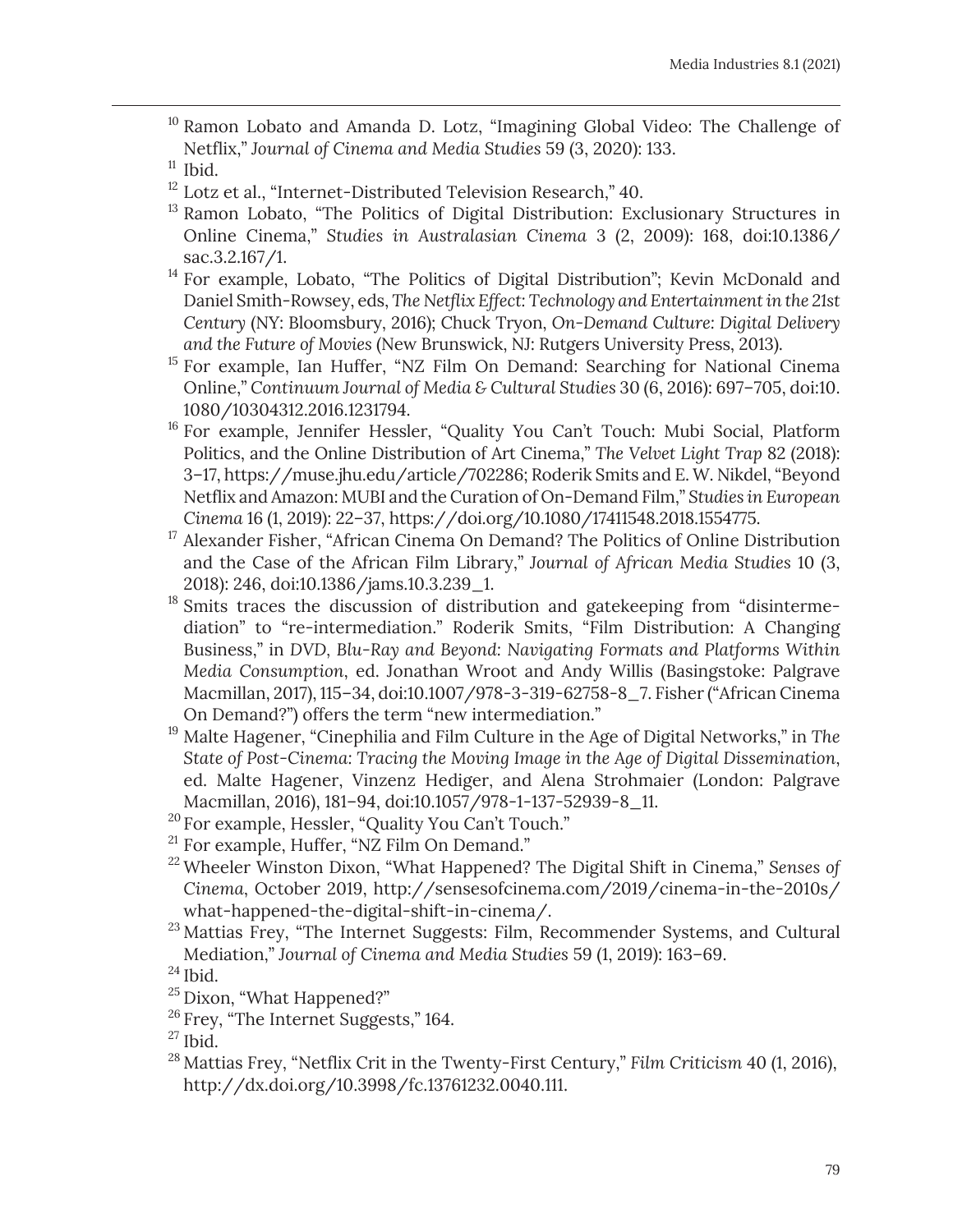[10] Ramon Lobato and Amanda D. Lotz, "Imagining Global Video: The Challenge of Netflix," *Journal of Cinema and Media Studies* 59 (3, 2020): 133.

[11] Ibid.

[12] Lotz et al., "Internet-Distributed Television Research," 40.

[13] Ramon Lobato, "The Politics of Digital Distribution: Exclusionary Structures in Online Cinema," *Studies in Australasian Cinema* 3 (2, 2009): 168, doi:10.1386/sac.3.2.167/1.

[14] For example, Lobato, "The Politics of Digital Distribution"; Kevin McDonald and Daniel Smith-Rowsey, eds, *The Netflix Effect: Technology and Entertainment in the 21st Century* (NY: Bloomsbury, 2016); Chuck Tryon, *On-Demand Culture: Digital Delivery and the Future of Movies* (New Brunswick, NJ: Rutgers University Press, 2013).

[15] For example, Ian Huffer, "NZ Film On Demand: Searching for National Cinema Online," *Continuum Journal of Media & Cultural Studies* 30 (6, 2016): 697–705, doi:10.1080/10304312.2016.1231794.

[16] For example, Jennifer Hessler, "Quality You Can't Touch: Mubi Social, Platform Politics, and the Online Distribution of Art Cinema," *The Velvet Light Trap* 82 (2018): 3–17, https://muse.jhu.edu/article/702286; Roderik Smits and E. W. Nikdel, "Beyond Netflix and Amazon: MUBI and the Curation of On-Demand Film," *Studies in European Cinema* 16 (1, 2019): 22–37, https://doi.org/10.1080/17411548.2018.1554775.

[17] Alexander Fisher, "African Cinema On Demand? The Politics of Online Distribution and the Case of the African Film Library," *Journal of African Media Studies* 10 (3, 2018): 246, doi:10.1386/jams.10.3.239_1.

[18] Smits traces the discussion of distribution and gatekeeping from "disintermediation" to "re-intermediation." Roderik Smits, "Film Distribution: A Changing Business," in *DVD, Blu-Ray and Beyond: Navigating Formats and Platforms Within Media Consumption*, ed. Jonathan Wroot and Andy Willis (Basingstoke: Palgrave Macmillan, 2017), 115–34, doi:10.1007/978-3-319-62758-8_7. Fisher ("African Cinema On Demand?") offers the term "new intermediation."

[19] Malte Hagener, "Cinephilia and Film Culture in the Age of Digital Networks," in *The State of Post-Cinema: Tracing the Moving Image in the Age of Digital Dissemination*, ed. Malte Hagener, Vinzenz Hediger, and Alena Strohmaier (London: Palgrave Macmillan, 2016), 181–94, doi:10.1057/978-1-137-52939-8_11.

[20] For example, Hessler, "Quality You Can't Touch."

[21] For example, Huffer, "NZ Film On Demand."

[22] Wheeler Winston Dixon, "What Happened? The Digital Shift in Cinema," *Senses of Cinema*, October 2019, http://sensesofcinema.com/2019/cinema-in-the-2010s/what-happened-the-digital-shift-in-cinema/.

[23] Mattias Frey, "The Internet Suggests: Film, Recommender Systems, and Cultural Mediation," *Journal of Cinema and Media Studies* 59 (1, 2019): 163–69.

[24] Ibid.

[25] Dixon, "What Happened?"

[26] Frey, "The Internet Suggests," 164.

[27] Ibid.

[28] Mattias Frey, "Netflix Crit in the Twenty-First Century," *Film Criticism* 40 (1, 2016), http://dx.doi.org/10.3998/fc.13761232.0040.111.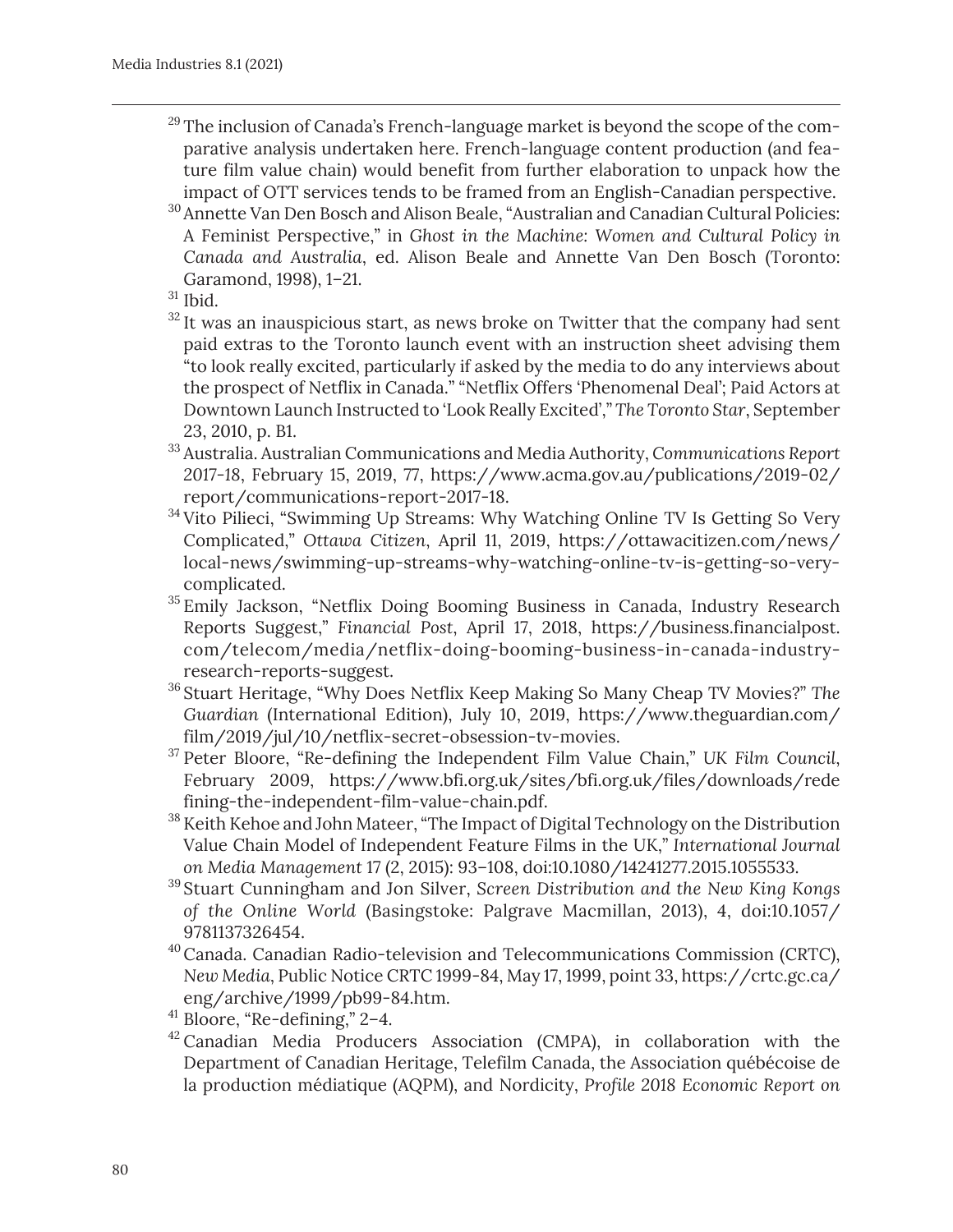[29] The inclusion of Canada's French-language market is beyond the scope of the comparative analysis undertaken here. French-language content production (and feature film value chain) would benefit from further elaboration to unpack how the impact of OTT services tends to be framed from an English-Canadian perspective.

[30] Annette Van Den Bosch and Alison Beale, "Australian and Canadian Cultural Policies: A Feminist Perspective," in *Ghost in the Machine: Women and Cultural Policy in Canada and Australia*, ed. Alison Beale and Annette Van Den Bosch (Toronto: Garamond, 1998), 1–21.

[31] Ibid.

[32] It was an inauspicious start, as news broke on Twitter that the company had sent paid extras to the Toronto launch event with an instruction sheet advising them "to look really excited, particularly if asked by the media to do any interviews about the prospect of Netflix in Canada." "Netflix Offers 'Phenomenal Deal'; Paid Actors at Downtown Launch Instructed to 'Look Really Excited'," *The Toronto Star*, September 23, 2010, p. B1.

[33] Australia. Australian Communications and Media Authority, *Communications Report 2017-18*, February 15, 2019, 77, https://www.acma.gov.au/publications/2019-02/report/communications-report-2017-18.

[34] Vito Pilieci, "Swimming Up Streams: Why Watching Online TV Is Getting So Very Complicated," *Ottawa Citizen*, April 11, 2019, https://ottawacitizen.com/news/local-news/swimming-up-streams-why-watching-online-tv-is-getting-so-very-complicated.

[35] Emily Jackson, "Netflix Doing Booming Business in Canada, Industry Research Reports Suggest," *Financial Post*, April 17, 2018, https://business.financialpost.com/telecom/media/netflix-doing-booming-business-in-canada-industry-research-reports-suggest.

[36] Stuart Heritage, "Why Does Netflix Keep Making So Many Cheap TV Movies?" *The Guardian* (International Edition), July 10, 2019, https://www.theguardian.com/film/2019/jul/10/netflix-secret-obsession-tv-movies.

[37] Peter Bloore, "Re-defining the Independent Film Value Chain," *UK Film Council*, February 2009, https://www.bfi.org.uk/sites/bfi.org.uk/files/downloads/redefining-the-independent-film-value-chain.pdf.

[38] Keith Kehoe and John Mateer, "The Impact of Digital Technology on the Distribution Value Chain Model of Independent Feature Films in the UK," *International Journal on Media Management* 17 (2, 2015): 93–108, doi:10.1080/14241277.2015.1055533.

[39] Stuart Cunningham and Jon Silver, *Screen Distribution and the New King Kongs of the Online World* (Basingstoke: Palgrave Macmillan, 2013), 4, doi:10.1057/9781137326454.

[40] Canada. Canadian Radio-television and Telecommunications Commission (CRTC), *New Media*, Public Notice CRTC 1999-84, May 17, 1999, point 33, https://crtc.gc.ca/eng/archive/1999/pb99-84.htm.

[41] Bloore, "Re-defining," 2–4.

[42] Canadian Media Producers Association (CMPA), in collaboration with the Department of Canadian Heritage, Telefilm Canada, the Association québécoise de la production médiatique (AQPM), and Nordicity, *Profile 2018 Economic Report on*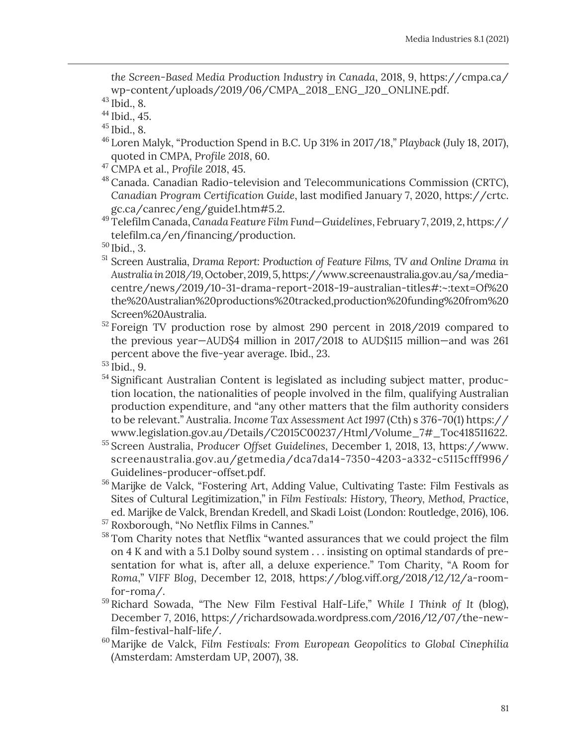*the Screen-Based Media Production Industry in Canada*, 2018, 9, https://cmpa.ca/wp-content/uploads/2019/06/CMPA_2018_ENG_J20_ONLINE.pdf.

[43] Ibid., 8.

[44] Ibid., 45.

[45] Ibid., 8.

[46] Loren Malyk, "Production Spend in B.C. Up 31% in 2017/18," *Playback* (July 18, 2017), quoted in CMPA, *Profile 2018*, 60.

[47] CMPA et al., *Profile 2018*, 45.

[48] Canada. Canadian Radio-television and Telecommunications Commission (CRTC), *Canadian Program Certification Guide*, last modified January 7, 2020, https://crtc.gc.ca/canrec/eng/guide1.htm#5.2.

[49] Telefilm Canada, *Canada Feature Film Fund—Guidelines*, February 7, 2019, 2, https://telefilm.ca/en/financing/production.

[50] Ibid., 3.

[51] Screen Australia, *Drama Report: Production of Feature Films, TV and Online Drama in Australia in 2018/19*, October, 2019, 5, https://www.screenaustralia.gov.au/sa/media-centre/news/2019/10-31-drama-report-2018-19-australian-titles#:~:text=Of%20the%20Australian%20productions%20tracked,production%20funding%20from%20Screen%20Australia.

[52] Foreign TV production rose by almost 290 percent in 2018/2019 compared to the previous year—AUD$4 million in 2017/2018 to AUD$115 million—and was 261 percent above the five-year average. Ibid., 23.

[53] Ibid., 9.

[54] Significant Australian Content is legislated as including subject matter, production location, the nationalities of people involved in the film, qualifying Australian production expenditure, and "any other matters that the film authority considers to be relevant." Australia. *Income Tax Assessment Act 1997* (Cth) s 376-70(1) https://www.legislation.gov.au/Details/C2015C00237/Html/Volume_7#_Toc418511622.

[55] Screen Australia, *Producer Offset Guidelines*, December 1, 2018, 13, https://www.screenaustralia.gov.au/getmedia/dca7da14-7350-4203-a332-c5115cfff996/Guidelines-producer-offset.pdf.

[56] Marijke de Valck, "Fostering Art, Adding Value, Cultivating Taste: Film Festivals as Sites of Cultural Legitimization," in *Film Festivals: History, Theory, Method, Practice*, ed. Marijke de Valck, Brendan Kredell, and Skadi Loist (London: Routledge, 2016), 106.

[57] Roxborough, "No Netflix Films in Cannes."

[58] Tom Charity notes that Netflix "wanted assurances that we could project the film on 4 K and with a 5.1 Dolby sound system . . . insisting on optimal standards of presentation for what is, after all, a deluxe experience." Tom Charity, "A Room for *Roma*," *VIFF Blog*, December 12, 2018, https://blog.viff.org/2018/12/12/a-room-for-roma/.

[59] Richard Sowada, "The New Film Festival Half-Life," *While I Think of It* (blog), December 7, 2016, https://richardsowada.wordpress.com/2016/12/07/the-new-film-festival-half-life/.

[60] Marijke de Valck, *Film Festivals: From European Geopolitics to Global Cinephilia* (Amsterdam: Amsterdam UP, 2007), 38.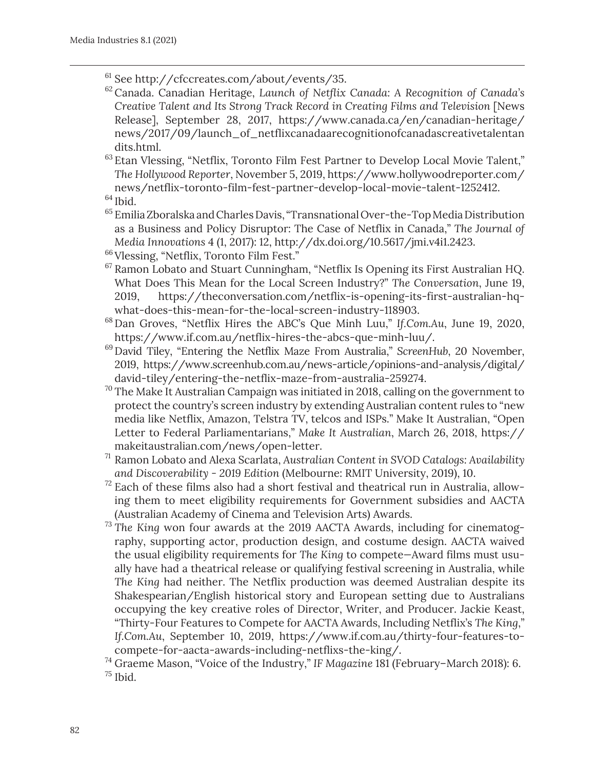[61] See http://cfccreates.com/about/events/35.

[62] Canada. Canadian Heritage, *Launch of Netflix Canada: A Recognition of Canada's Creative Talent and Its Strong Track Record in Creating Films and Television* [News Release], September 28, 2017, https://www.canada.ca/en/canadian-heritage/news/2017/09/launch_of_netflixcanadaarecognitionofcanadascreativetalentandits.html.

[63] Etan Vlessing, "Netflix, Toronto Film Fest Partner to Develop Local Movie Talent," *The Hollywood Reporter*, November 5, 2019, https://www.hollywoodreporter.com/news/netflix-toronto-film-fest-partner-develop-local-movie-talent-1252412.

[64] Ibid.

[65] Emilia Zboralska and Charles Davis, "Transnational Over-the-Top Media Distribution as a Business and Policy Disruptor: The Case of Netflix in Canada," *The Journal of Media Innovations* 4 (1, 2017): 12, http://dx.doi.org/10.5617/jmi.v4i1.2423.

[66] Vlessing, "Netflix, Toronto Film Fest."

[67] Ramon Lobato and Stuart Cunningham, "Netflix Is Opening its First Australian HQ. What Does This Mean for the Local Screen Industry?" *The Conversation*, June 19, 2019, https://theconversation.com/netflix-is-opening-its-first-australian-hq-what-does-this-mean-for-the-local-screen-industry-118903.

[68] Dan Groves, "Netflix Hires the ABC's Que Minh Luu," *If.Com.Au*, June 19, 2020, https://www.if.com.au/netflix-hires-the-abcs-que-minh-luu/.

[69] David Tiley, "Entering the Netflix Maze From Australia," *ScreenHub*, 20 November, 2019, https://www.screenhub.com.au/news-article/opinions-and-analysis/digital/david-tiley/entering-the-netflix-maze-from-australia-259274.

[70] The Make It Australian Campaign was initiated in 2018, calling on the government to protect the country's screen industry by extending Australian content rules to "new media like Netflix, Amazon, Telstra TV, telcos and ISPs." Make It Australian, "Open Letter to Federal Parliamentarians," *Make It Australian*, March 26, 2018, https://makeitaustralian.com/news/open-letter.

[71] Ramon Lobato and Alexa Scarlata, *Australian Content in SVOD Catalogs: Availability and Discoverability - 2019 Edition* (Melbourne: RMIT University, 2019), 10.

[72] Each of these films also had a short festival and theatrical run in Australia, allowing them to meet eligibility requirements for Government subsidies and AACTA (Australian Academy of Cinema and Television Arts) Awards.

[73] *The King* won four awards at the 2019 AACTA Awards, including for cinematography, supporting actor, production design, and costume design. AACTA waived the usual eligibility requirements for *The King* to compete—Award films must usually have had a theatrical release or qualifying festival screening in Australia, while *The King* had neither. The Netflix production was deemed Australian despite its Shakespearian/English historical story and European setting due to Australians occupying the key creative roles of Director, Writer, and Producer. Jackie Keast, "Thirty-Four Features to Compete for AACTA Awards, Including Netflix's *The King*," *If.Com.Au*, September 10, 2019, https://www.if.com.au/thirty-four-features-to-compete-for-aacta-awards-including-netflixs-the-king/.

[74] Graeme Mason, "Voice of the Industry," *IF Magazine* 181 (February–March 2018): 6.

[75] Ibid.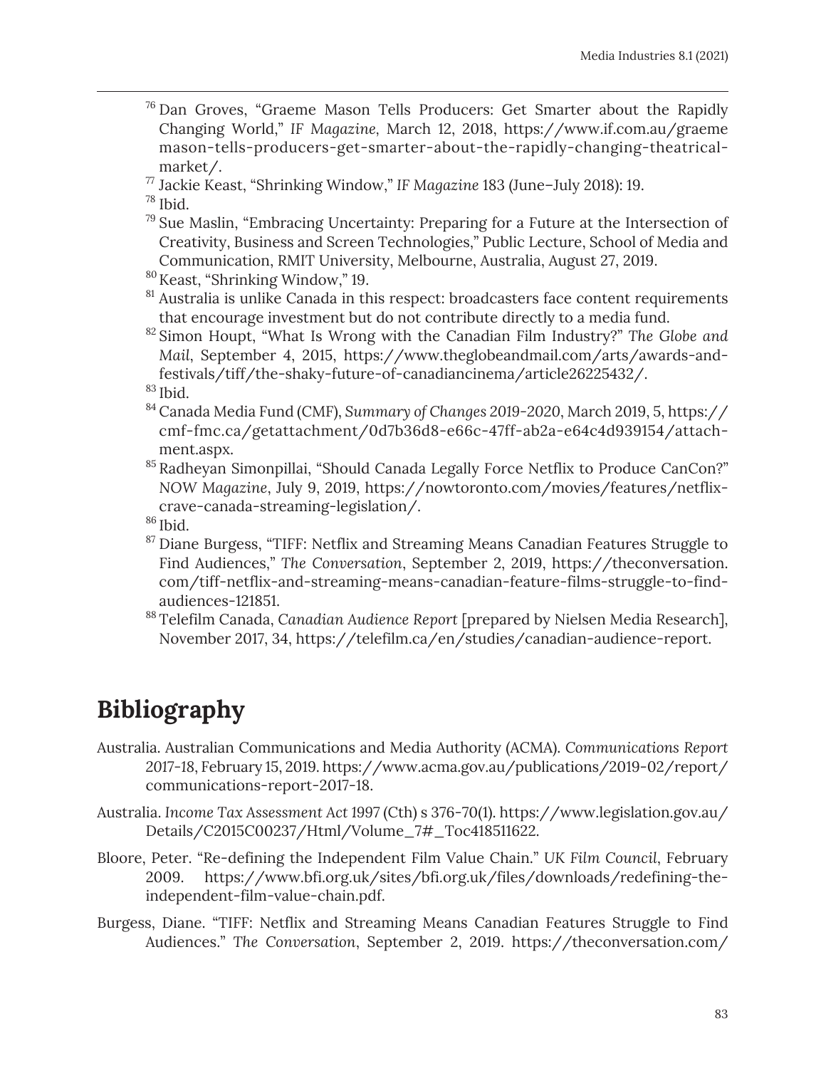[76] Dan Groves, "Graeme Mason Tells Producers: Get Smarter about the Rapidly Changing World," *IF Magazine*, March 12, 2018, https://www.if.com.au/graememason-tells-producers-get-smarter-about-the-rapidly-changing-theatrical-market/.

[77] Jackie Keast, "Shrinking Window," *IF Magazine* 183 (June–July 2018): 19.

[78] Ibid.

[79] Sue Maslin, "Embracing Uncertainty: Preparing for a Future at the Intersection of Creativity, Business and Screen Technologies," Public Lecture, School of Media and Communication, RMIT University, Melbourne, Australia, August 27, 2019.

[80] Keast, "Shrinking Window," 19.

[81] Australia is unlike Canada in this respect: broadcasters face content requirements that encourage investment but do not contribute directly to a media fund.

[82] Simon Houpt, "What Is Wrong with the Canadian Film Industry?" *The Globe and Mail*, September 4, 2015, https://www.theglobeandmail.com/arts/awards-and-festivals/tiff/the-shaky-future-of-canadiancinema/article26225432/.

[83] Ibid.

[84] Canada Media Fund (CMF), *Summary of Changes 2019-2020*, March 2019, 5, https://cmf-fmc.ca/getattachment/0d7b36d8-e66c-47ff-ab2a-e64c4d939154/attachment.aspx.

[85] Radheyan Simonpillai, "Should Canada Legally Force Netflix to Produce CanCon?" *NOW Magazine*, July 9, 2019, https://nowtoronto.com/movies/features/netflix-crave-canada-streaming-legislation/.

[86] Ibid.

[87] Diane Burgess, "TIFF: Netflix and Streaming Means Canadian Features Struggle to Find Audiences," *The Conversation*, September 2, 2019, https://theconversation.com/tiff-netflix-and-streaming-means-canadian-feature-films-struggle-to-find-audiences-121851.

[88] Telefilm Canada, *Canadian Audience Report* [prepared by Nielsen Media Research], November 2017, 34, https://telefilm.ca/en/studies/canadian-audience-report.

# Bibliography

Australia. Australian Communications and Media Authority (ACMA). *Communications Report 2017-18*, February 15, 2019. https://www.acma.gov.au/publications/2019-02/report/communications-report-2017-18.

Australia. *Income Tax Assessment Act 1997* (Cth) s 376-70(1). https://www.legislation.gov.au/Details/C2015C00237/Html/Volume_7#_Toc418511622.

Bloore, Peter. "Re-defining the Independent Film Value Chain." *UK Film Council*, February 2009. https://www.bfi.org.uk/sites/bfi.org.uk/files/downloads/redefining-the-independent-film-value-chain.pdf.

Burgess, Diane. "TIFF: Netflix and Streaming Means Canadian Features Struggle to Find Audiences." *The Conversation*, September 2, 2019. https://theconversation.com/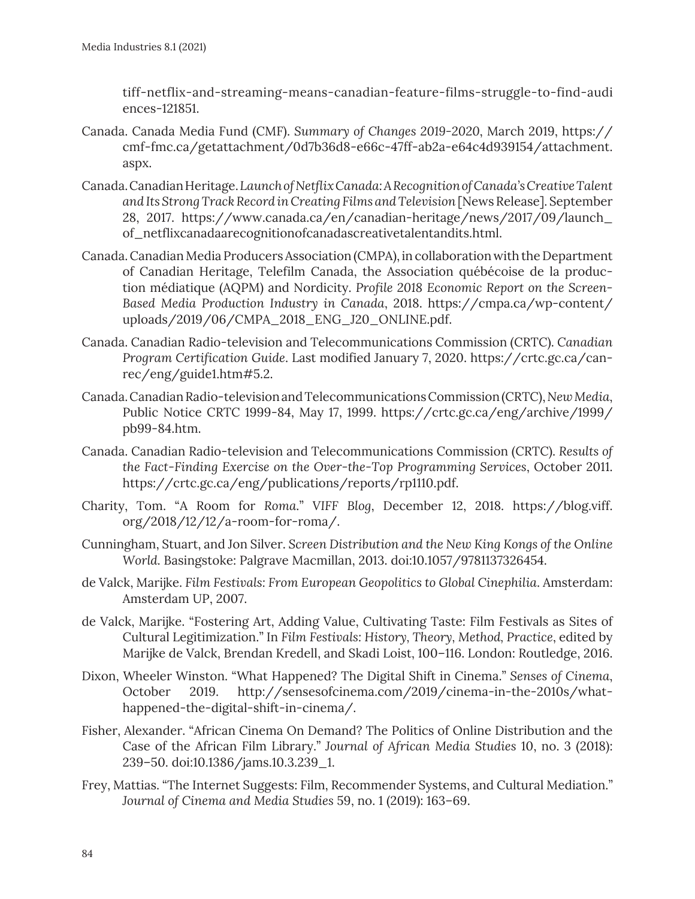tiff-netflix-and-streaming-means-canadian-feature-films-struggle-to-find-audiences-121851.

Canada. Canada Media Fund (CMF). *Summary of Changes 2019-2020*, March 2019, https://cmf-fmc.ca/getattachment/0d7b36d8-e66c-47ff-ab2a-e64c4d939154/attachment.aspx.

Canada. Canadian Heritage. *Launch of Netflix Canada: A Recognition of Canada's Creative Talent and Its Strong Track Record in Creating Films and Television* [News Release]. September 28, 2017. https://www.canada.ca/en/canadian-heritage/news/2017/09/launch_of_netflixcanadaarecognitionofcanadascreativetalentandits.html.

Canada. Canadian Media Producers Association (CMPA), in collaboration with the Department of Canadian Heritage, Telefilm Canada, the Association québécoise de la production médiatique (AQPM) and Nordicity. *Profile 2018 Economic Report on the Screen-Based Media Production Industry in Canada*, 2018. https://cmpa.ca/wp-content/uploads/2019/06/CMPA_2018_ENG_J20_ONLINE.pdf.

Canada. Canadian Radio-television and Telecommunications Commission (CRTC). *Canadian Program Certification Guide*. Last modified January 7, 2020. https://crtc.gc.ca/canrec/eng/guide1.htm#5.2.

Canada. Canadian Radio-television and Telecommunications Commission (CRTC), *New Media*, Public Notice CRTC 1999-84, May 17, 1999. https://crtc.gc.ca/eng/archive/1999/pb99-84.htm.

Canada. Canadian Radio-television and Telecommunications Commission (CRTC). *Results of the Fact-Finding Exercise on the Over-the-Top Programming Services*, October 2011. https://crtc.gc.ca/eng/publications/reports/rp1110.pdf.

Charity, Tom. "A Room for *Roma*." *VIFF Blog*, December 12, 2018. https://blog.viff.org/2018/12/12/a-room-for-roma/.

Cunningham, Stuart, and Jon Silver. *Screen Distribution and the New King Kongs of the Online World*. Basingstoke: Palgrave Macmillan, 2013. doi:10.1057/9781137326454.

de Valck, Marijke. *Film Festivals: From European Geopolitics to Global Cinephilia*. Amsterdam: Amsterdam UP, 2007.

de Valck, Marijke. "Fostering Art, Adding Value, Cultivating Taste: Film Festivals as Sites of Cultural Legitimization." In *Film Festivals: History, Theory, Method, Practice*, edited by Marijke de Valck, Brendan Kredell, and Skadi Loist, 100–116. London: Routledge, 2016.

Dixon, Wheeler Winston. "What Happened? The Digital Shift in Cinema." *Senses of Cinema*, October 2019. http://sensesofcinema.com/2019/cinema-in-the-2010s/what-happened-the-digital-shift-in-cinema/.

Fisher, Alexander. "African Cinema On Demand? The Politics of Online Distribution and the Case of the African Film Library." *Journal of African Media Studies* 10, no. 3 (2018): 239–50. doi:10.1386/jams.10.3.239_1.

Frey, Mattias. "The Internet Suggests: Film, Recommender Systems, and Cultural Mediation." *Journal of Cinema and Media Studies* 59, no. 1 (2019): 163–69.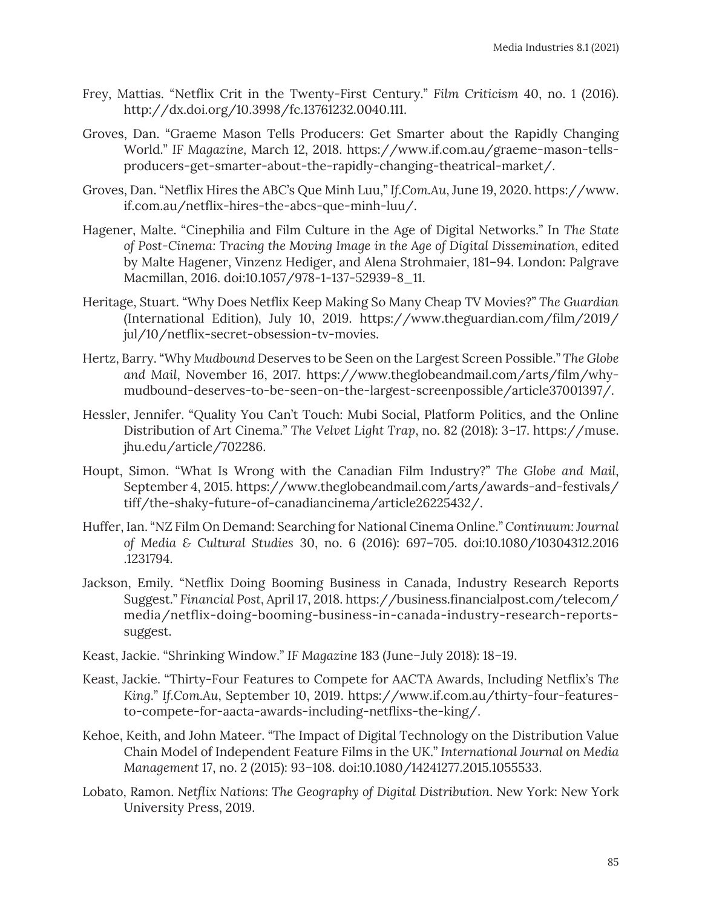Frey, Mattias. "Netflix Crit in the Twenty-First Century." *Film Criticism* 40, no. 1 (2016). http://dx.doi.org/10.3998/fc.13761232.0040.111.

Groves, Dan. "Graeme Mason Tells Producers: Get Smarter about the Rapidly Changing World." *IF Magazine*, March 12, 2018. https://www.if.com.au/graeme-mason-tells-producers-get-smarter-about-the-rapidly-changing-theatrical-market/.

Groves, Dan. "Netflix Hires the ABC's Que Minh Luu," *If.Com.Au*, June 19, 2020. https://www.if.com.au/netflix-hires-the-abcs-que-minh-luu/.

Hagener, Malte. "Cinephilia and Film Culture in the Age of Digital Networks." In *The State of Post-Cinema: Tracing the Moving Image in the Age of Digital Dissemination*, edited by Malte Hagener, Vinzenz Hediger, and Alena Strohmaier, 181–94. London: Palgrave Macmillan, 2016. doi:10.1057/978-1-137-52939-8_11.

Heritage, Stuart. "Why Does Netflix Keep Making So Many Cheap TV Movies?" *The Guardian* (International Edition), July 10, 2019. https://www.theguardian.com/film/2019/jul/10/netflix-secret-obsession-tv-movies.

Hertz, Barry. "Why *Mudbound* Deserves to be Seen on the Largest Screen Possible." *The Globe and Mail*, November 16, 2017. https://www.theglobeandmail.com/arts/film/why-mudbound-deserves-to-be-seen-on-the-largest-screenpossible/article37001397/.

Hessler, Jennifer. "Quality You Can't Touch: Mubi Social, Platform Politics, and the Online Distribution of Art Cinema." *The Velvet Light Trap*, no. 82 (2018): 3–17. https://muse.jhu.edu/article/702286.

Houpt, Simon. "What Is Wrong with the Canadian Film Industry?" *The Globe and Mail*, September 4, 2015. https://www.theglobeandmail.com/arts/awards-and-festivals/tiff/the-shaky-future-of-canadiancinema/article26225432/.

Huffer, Ian. "NZ Film On Demand: Searching for National Cinema Online." *Continuum: Journal of Media & Cultural Studies* 30, no. 6 (2016): 697–705. doi:10.1080/10304312.2016.1231794.

Jackson, Emily. "Netflix Doing Booming Business in Canada, Industry Research Reports Suggest." *Financial Post*, April 17, 2018. https://business.financialpost.com/telecom/media/netflix-doing-booming-business-in-canada-industry-research-reports-suggest.

Keast, Jackie. "Shrinking Window." *IF Magazine* 183 (June–July 2018): 18–19.

Keast, Jackie. "Thirty-Four Features to Compete for AACTA Awards, Including Netflix's *The King*." *If.Com.Au*, September 10, 2019. https://www.if.com.au/thirty-four-features-to-compete-for-aacta-awards-including-netflixs-the-king/.

Kehoe, Keith, and John Mateer. "The Impact of Digital Technology on the Distribution Value Chain Model of Independent Feature Films in the UK." *International Journal on Media Management* 17, no. 2 (2015): 93–108. doi:10.1080/14241277.2015.1055533.

Lobato, Ramon. *Netflix Nations: The Geography of Digital Distribution*. New York: New York University Press, 2019.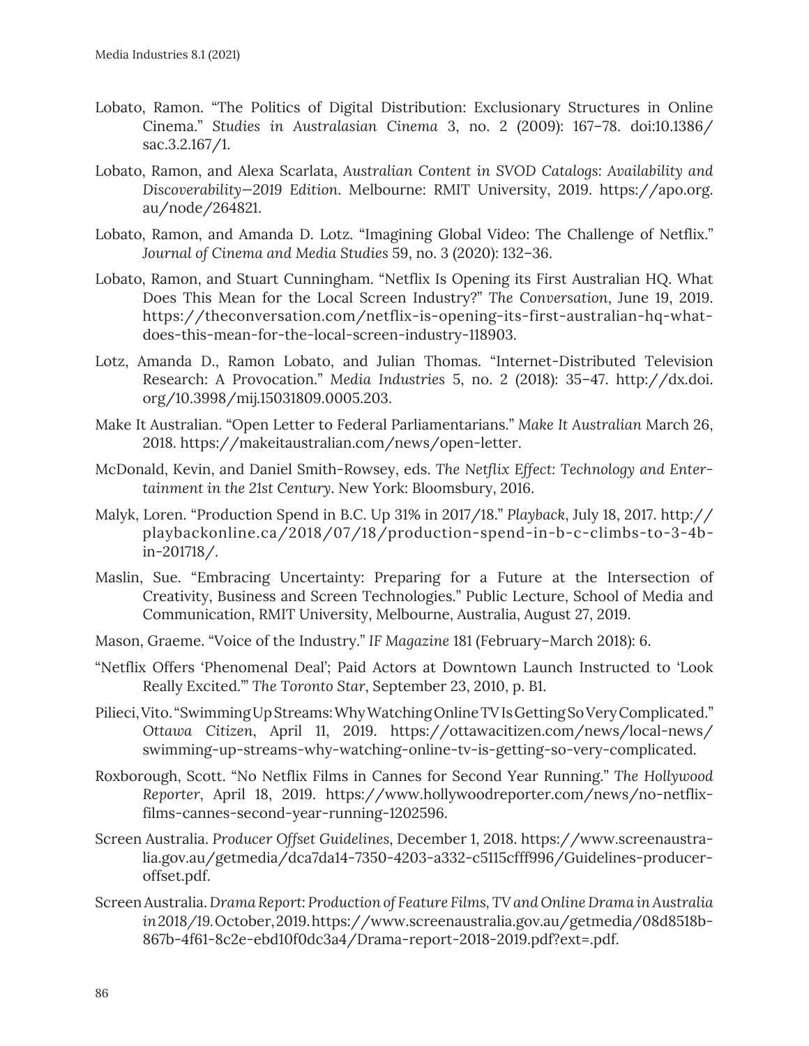Lobato, Ramon. "The Politics of Digital Distribution: Exclusionary Structures in Online Cinema." *Studies in Australasian Cinema* 3, no. 2 (2009): 167–78. doi:10.1386/sac.3.2.167/1.

Lobato, Ramon, and Alexa Scarlata, *Australian Content in SVOD Catalogs: Availability and Discoverability—2019 Edition*. Melbourne: RMIT University, 2019. https://apo.org.au/node/264821.

Lobato, Ramon, and Amanda D. Lotz. "Imagining Global Video: The Challenge of Netflix." *Journal of Cinema and Media Studies* 59, no. 3 (2020): 132–36.

Lobato, Ramon, and Stuart Cunningham. "Netflix Is Opening its First Australian HQ. What Does This Mean for the Local Screen Industry?" *The Conversation*, June 19, 2019. https://theconversation.com/netflix-is-opening-its-first-australian-hq-what-does-this-mean-for-the-local-screen-industry-118903.

Lotz, Amanda D., Ramon Lobato, and Julian Thomas. "Internet-Distributed Television Research: A Provocation." *Media Industries* 5, no. 2 (2018): 35–47. http://dx.doi.org/10.3998/mij.15031809.0005.203.

Make It Australian. "Open Letter to Federal Parliamentarians." *Make It Australian* March 26, 2018. https://makeitaustralian.com/news/open-letter.

McDonald, Kevin, and Daniel Smith-Rowsey, eds. *The Netflix Effect: Technology and Entertainment in the 21st Century*. New York: Bloomsbury, 2016.

Malyk, Loren. "Production Spend in B.C. Up 31% in 2017/18." *Playback*, July 18, 2017. http://playbackonline.ca/2018/07/18/production-spend-in-b-c-climbs-to-3-4b-in-201718/.

Maslin, Sue. "Embracing Uncertainty: Preparing for a Future at the Intersection of Creativity, Business and Screen Technologies." Public Lecture, School of Media and Communication, RMIT University, Melbourne, Australia, August 27, 2019.

Mason, Graeme. "Voice of the Industry." *IF Magazine* 181 (February–March 2018): 6.

"Netflix Offers 'Phenomenal Deal'; Paid Actors at Downtown Launch Instructed to 'Look Really Excited.'" *The Toronto Star*, September 23, 2010, p. B1.

Pilieci, Vito. "Swimming Up Streams: Why Watching Online TV Is Getting So Very Complicated." *Ottawa Citizen*, April 11, 2019. https://ottawacitizen.com/news/local-news/swimming-up-streams-why-watching-online-tv-is-getting-so-very-complicated.

Roxborough, Scott. "No Netflix Films in Cannes for Second Year Running." *The Hollywood Reporter*, April 18, 2019. https://www.hollywoodreporter.com/news/no-netflix-films-cannes-second-year-running-1202596.

Screen Australia. *Producer Offset Guidelines*, December 1, 2018. https://www.screenaustralia.gov.au/getmedia/dca7da14-7350-4203-a332-c5115cfff996/Guidelines-producer-offset.pdf.

Screen Australia. *Drama Report: Production of Feature Films, TV and Online Drama in Australia in 2018/19*. October, 2019. https://www.screenaustralia.gov.au/getmedia/08d8518b-867b-4f61-8c2e-ebd10f0dc3a4/Drama-report-2018-2019.pdf?ext=.pdf.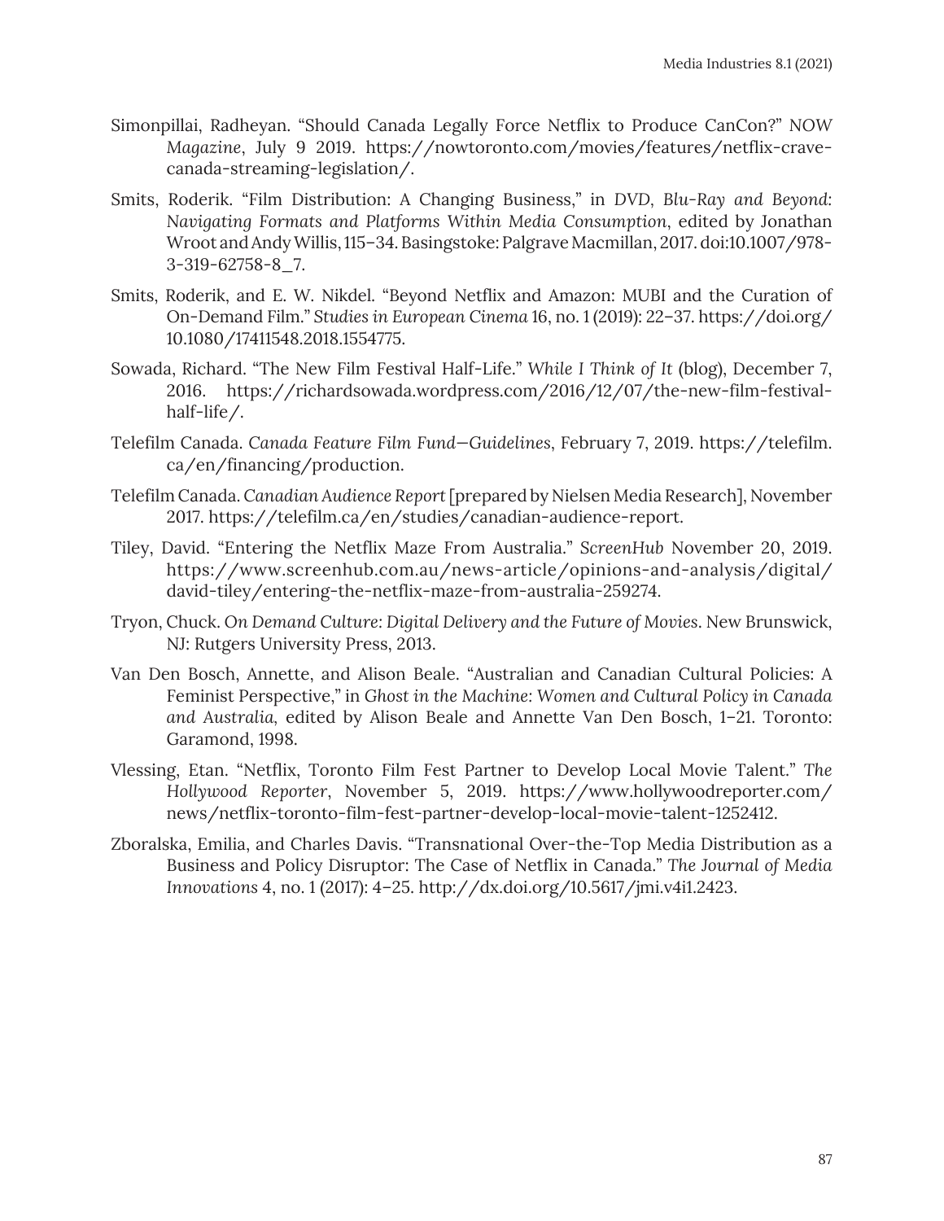Simonpillai, Radheyan. "Should Canada Legally Force Netflix to Produce CanCon?" *NOW Magazine*, July 9 2019. https://nowtoronto.com/movies/features/netflix-crave-canada-streaming-legislation/.

Smits, Roderik. "Film Distribution: A Changing Business," in *DVD, Blu-Ray and Beyond: Navigating Formats and Platforms Within Media Consumption*, edited by Jonathan Wroot and Andy Willis, 115–34. Basingstoke: Palgrave Macmillan, 2017. doi:10.1007/978-3-319-62758-8_7.

Smits, Roderik, and E. W. Nikdel. "Beyond Netflix and Amazon: MUBI and the Curation of On-Demand Film." *Studies in European Cinema* 16, no. 1 (2019): 22–37. https://doi.org/10.1080/17411548.2018.1554775.

Sowada, Richard. "The New Film Festival Half-Life." *While I Think of It* (blog), December 7, 2016. https://richardsowada.wordpress.com/2016/12/07/the-new-film-festival-half-life/.

Telefilm Canada. *Canada Feature Film Fund—Guidelines*, February 7, 2019. https://telefilm.ca/en/financing/production.

Telefilm Canada. *Canadian Audience Report* [prepared by Nielsen Media Research], November 2017. https://telefilm.ca/en/studies/canadian-audience-report.

Tiley, David. "Entering the Netflix Maze From Australia." *ScreenHub* November 20, 2019. https://www.screenhub.com.au/news-article/opinions-and-analysis/digital/david-tiley/entering-the-netflix-maze-from-australia-259274.

Tryon, Chuck. *On Demand Culture: Digital Delivery and the Future of Movies*. New Brunswick, NJ: Rutgers University Press, 2013.

Van Den Bosch, Annette, and Alison Beale. "Australian and Canadian Cultural Policies: A Feminist Perspective," in *Ghost in the Machine: Women and Cultural Policy in Canada and Australia*, edited by Alison Beale and Annette Van Den Bosch, 1–21. Toronto: Garamond, 1998.

Vlessing, Etan. "Netflix, Toronto Film Fest Partner to Develop Local Movie Talent." *The Hollywood Reporter*, November 5, 2019. https://www.hollywoodreporter.com/news/netflix-toronto-film-fest-partner-develop-local-movie-talent-1252412.

Zboralska, Emilia, and Charles Davis. "Transnational Over-the-Top Media Distribution as a Business and Policy Disruptor: The Case of Netflix in Canada." *The Journal of Media Innovations* 4, no. 1 (2017): 4–25. http://dx.doi.org/10.5617/jmi.v4i1.2423.